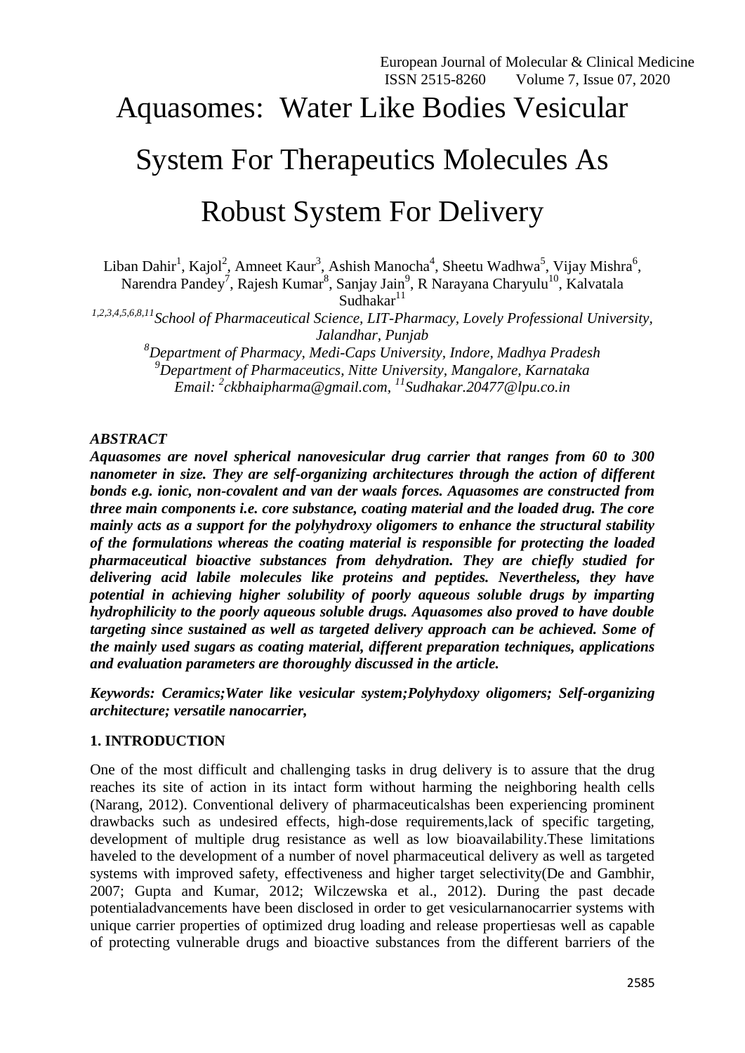# Aquasomes: Water Like Bodies Vesicular System For Therapeutics Molecules As Robust System For Delivery

Liban Dahir[1], Kajol[2], Amneet Kaur[3], Ashish Manocha[4], Sheetu Wadhwa[5], Vijay Mishra[6], Narendra Pandey[7], Rajesh Kumar[8], Sanjay Jain[9], R Narayana Charyulu[10], Kalvatala Sudhakar[11]

*[1,2,3,4,5,6,8,11]School of Pharmaceutical Science, LIT-Pharmacy, Lovely Professional University, Jalandhar, Punjab*
*[8]Department of Pharmacy, Medi-Caps University, Indore, Madhya Pradesh*
*[9]Department of Pharmaceutics, Nitte University, Mangalore, Karnataka*
*Email: [2]ckbhaipharma@gmail.com, [11]Sudhakar.20477@lpu.co.in*

***ABSTRACT***

***Aquasomes are novel spherical nanovesicular drug carrier that ranges from 60 to 300 nanometer in size. They are self-organizing architectures through the action of different bonds e.g. ionic, non-covalent and van der waals forces. Aquasomes are constructed from three main components i.e. core substance, coating material and the loaded drug. The core mainly acts as a support for the polyhydroxy oligomers to enhance the structural stability of the formulations whereas the coating material is responsible for protecting the loaded pharmaceutical bioactive substances from dehydration. They are chiefly studied for delivering acid labile molecules like proteins and peptides. Nevertheless, they have potential in achieving higher solubility of poorly aqueous soluble drugs by imparting hydrophilicity to the poorly aqueous soluble drugs. Aquasomes also proved to have double targeting since sustained as well as targeted delivery approach can be achieved. Some of the mainly used sugars as coating material, different preparation techniques, applications and evaluation parameters are thoroughly discussed in the article.***

***Keywords: Ceramics;Water like vesicular system;Polyhydoxy oligomers; Self-organizing architecture; versatile nanocarrier,***

## 1. INTRODUCTION

One of the most difficult and challenging tasks in drug delivery is to assure that the drug reaches its site of action in its intact form without harming the neighboring health cells (Narang, 2012). Conventional delivery of pharmaceuticalshas been experiencing prominent drawbacks such as undesired effects, high-dose requirements,lack of specific targeting, development of multiple drug resistance as well as low bioavailability.These limitations haveled to the development of a number of novel pharmaceutical delivery as well as targeted systems with improved safety, effectiveness and higher target selectivity(De and Gambhir, 2007; Gupta and Kumar, 2012; Wilczewska et al., 2012). During the past decade potentialadvancements have been disclosed in order to get vesicularnanocarrier systems with unique carrier properties of optimized drug loading and release propertiesas well as capable of protecting vulnerable drugs and bioactive substances from the different barriers of the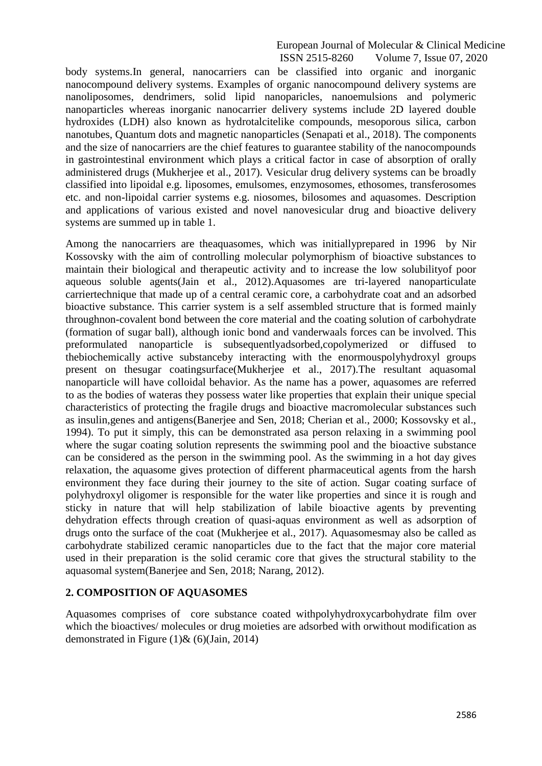body systems.In general, nanocarriers can be classified into organic and inorganic nanocompound delivery systems. Examples of organic nanocompound delivery systems are nanoliposomes, dendrimers, solid lipid nanoparicles, nanoemulsions and polymeric nanoparticles whereas inorganic nanocarrier delivery systems include 2D layered double hydroxides (LDH) also known as hydrotalcitelike compounds, mesoporous silica, carbon nanotubes, Quantum dots and magnetic nanoparticles (Senapati et al., 2018). The components and the size of nanocarriers are the chief features to guarantee stability of the nanocompounds in gastrointestinal environment which plays a critical factor in case of absorption of orally administered drugs (Mukherjee et al., 2017). Vesicular drug delivery systems can be broadly classified into lipoidal e.g. liposomes, emulsomes, enzymosomes, ethosomes, transferosomes etc. and non-lipoidal carrier systems e.g. niosomes, bilosomes and aquasomes. Description and applications of various existed and novel nanovesicular drug and bioactive delivery systems are summed up in table 1.

Among the nanocarriers are theaquasomes, which was initiallyprepared in 1996 by Nir Kossovsky with the aim of controlling molecular polymorphism of bioactive substances to maintain their biological and therapeutic activity and to increase the low solubilityof poor aqueous soluble agents(Jain et al., 2012).Aquasomes are tri-layered nanoparticulate carriertechnique that made up of a central ceramic core, a carbohydrate coat and an adsorbed bioactive substance. This carrier system is a self assembled structure that is formed mainly throughnon-covalent bond between the core material and the coating solution of carbohydrate (formation of sugar ball), although ionic bond and vanderwaals forces can be involved. This preformulated nanoparticle is subsequentlyadsorbed,copolymerized or diffused to thebiochemically active substanceby interacting with the enormouspolyhydroxyl groups present on thesugar coatingsurface(Mukherjee et al., 2017).The resultant aquasomal nanoparticle will have colloidal behavior. As the name has a power, aquasomes are referred to as the bodies of wateras they possess water like properties that explain their unique special characteristics of protecting the fragile drugs and bioactive macromolecular substances such as insulin,genes and antigens(Banerjee and Sen, 2018; Cherian et al., 2000; Kossovsky et al., 1994). To put it simply, this can be demonstrated asa person relaxing in a swimming pool where the sugar coating solution represents the swimming pool and the bioactive substance can be considered as the person in the swimming pool. As the swimming in a hot day gives relaxation, the aquasome gives protection of different pharmaceutical agents from the harsh environment they face during their journey to the site of action. Sugar coating surface of polyhydroxyl oligomer is responsible for the water like properties and since it is rough and sticky in nature that will help stabilization of labile bioactive agents by preventing dehydration effects through creation of quasi-aquas environment as well as adsorption of drugs onto the surface of the coat (Mukherjee et al., 2017). Aquasomesmay also be called as carbohydrate stabilized ceramic nanoparticles due to the fact that the major core material used in their preparation is the solid ceramic core that gives the structural stability to the aquasomal system(Banerjee and Sen, 2018; Narang, 2012).

## 2. COMPOSITION OF AQUASOMES

Aquasomes comprises of core substance coated withpolyhydroxycarbohydrate film over which the bioactives/ molecules or drug moieties are adsorbed with orwithout modification as demonstrated in Figure (1)& (6)(Jain, 2014)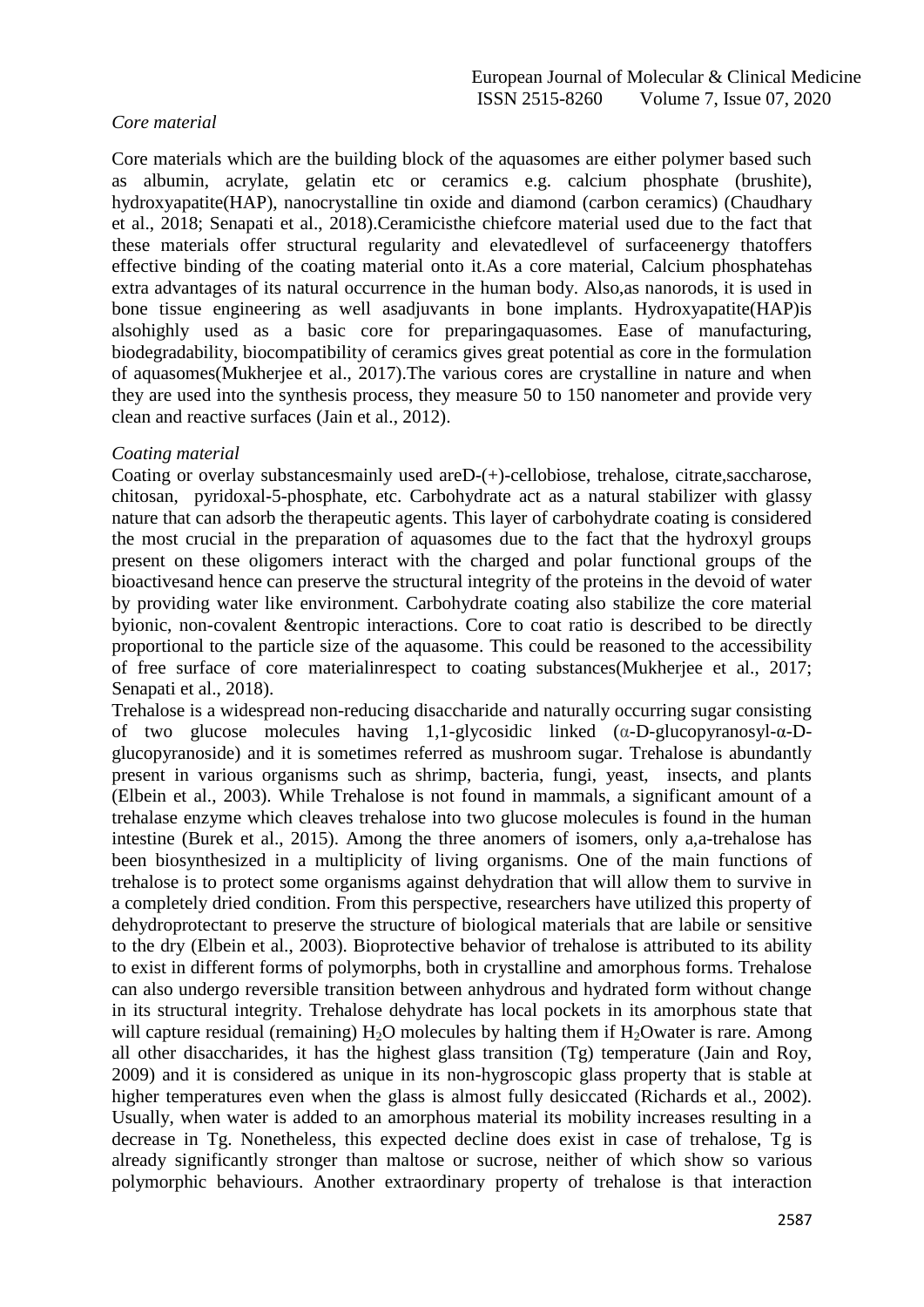*Core material*

Core materials which are the building block of the aquasomes are either polymer based such as albumin, acrylate, gelatin etc or ceramics e.g. calcium phosphate (brushite), hydroxyapatite(HAP), nanocrystalline tin oxide and diamond (carbon ceramics) (Chaudhary et al., 2018; Senapati et al., 2018).Ceramicisthe chiefcore material used due to the fact that these materials offer structural regularity and elevatedlevel of surfaceenergy thatoffers effective binding of the coating material onto it.As a core material, Calcium phosphatehas extra advantages of its natural occurrence in the human body. Also,as nanorods, it is used in bone tissue engineering as well asadjuvants in bone implants. Hydroxyapatite(HAP)is alsohighly used as a basic core for preparingaquasomes. Ease of manufacturing, biodegradability, biocompatibility of ceramics gives great potential as core in the formulation of aquasomes(Mukherjee et al., 2017).The various cores are crystalline in nature and when they are used into the synthesis process, they measure 50 to 150 nanometer and provide very clean and reactive surfaces (Jain et al., 2012).

*Coating material*

Coating or overlay substancesmainly used areD-(+)-cellobiose, trehalose, citrate,saccharose, chitosan, pyridoxal-5-phosphate, etc. Carbohydrate act as a natural stabilizer with glassy nature that can adsorb the therapeutic agents. This layer of carbohydrate coating is considered the most crucial in the preparation of aquasomes due to the fact that the hydroxyl groups present on these oligomers interact with the charged and polar functional groups of the bioactivesand hence can preserve the structural integrity of the proteins in the devoid of water by providing water like environment. Carbohydrate coating also stabilize the core material byionic, non-covalent &entropic interactions. Core to coat ratio is described to be directly proportional to the particle size of the aquasome. This could be reasoned to the accessibility of free surface of core materialinrespect to coating substances(Mukherjee et al., 2017; Senapati et al., 2018).

Trehalose is a widespread non-reducing disaccharide and naturally occurring sugar consisting of two glucose molecules having 1,1-glycosidic linked (α-D-glucopyranosyl-α-D-glucopyranoside) and it is sometimes referred as mushroom sugar. Trehalose is abundantly present in various organisms such as shrimp, bacteria, fungi, yeast, insects, and plants (Elbein et al., 2003). While Trehalose is not found in mammals, a significant amount of a trehalase enzyme which cleaves trehalose into two glucose molecules is found in the human intestine (Burek et al., 2015). Among the three anomers of isomers, only a,a-trehalose has been biosynthesized in a multiplicity of living organisms. One of the main functions of trehalose is to protect some organisms against dehydration that will allow them to survive in a completely dried condition. From this perspective, researchers have utilized this property of dehydroprotectant to preserve the structure of biological materials that are labile or sensitive to the dry (Elbein et al., 2003). Bioprotective behavior of trehalose is attributed to its ability to exist in different forms of polymorphs, both in crystalline and amorphous forms. Trehalose can also undergo reversible transition between anhydrous and hydrated form without change in its structural integrity. Trehalose dehydrate has local pockets in its amorphous state that will capture residual (remaining) $H_2O$ molecules by halting them if $H_2O$water is rare. Among all other disaccharides, it has the highest glass transition (Tg) temperature (Jain and Roy, 2009) and it is considered as unique in its non-hygroscopic glass property that is stable at higher temperatures even when the glass is almost fully desiccated (Richards et al., 2002). Usually, when water is added to an amorphous material its mobility increases resulting in a decrease in Tg. Nonetheless, this expected decline does exist in case of trehalose, Tg is already significantly stronger than maltose or sucrose, neither of which show so various polymorphic behaviours. Another extraordinary property of trehalose is that interaction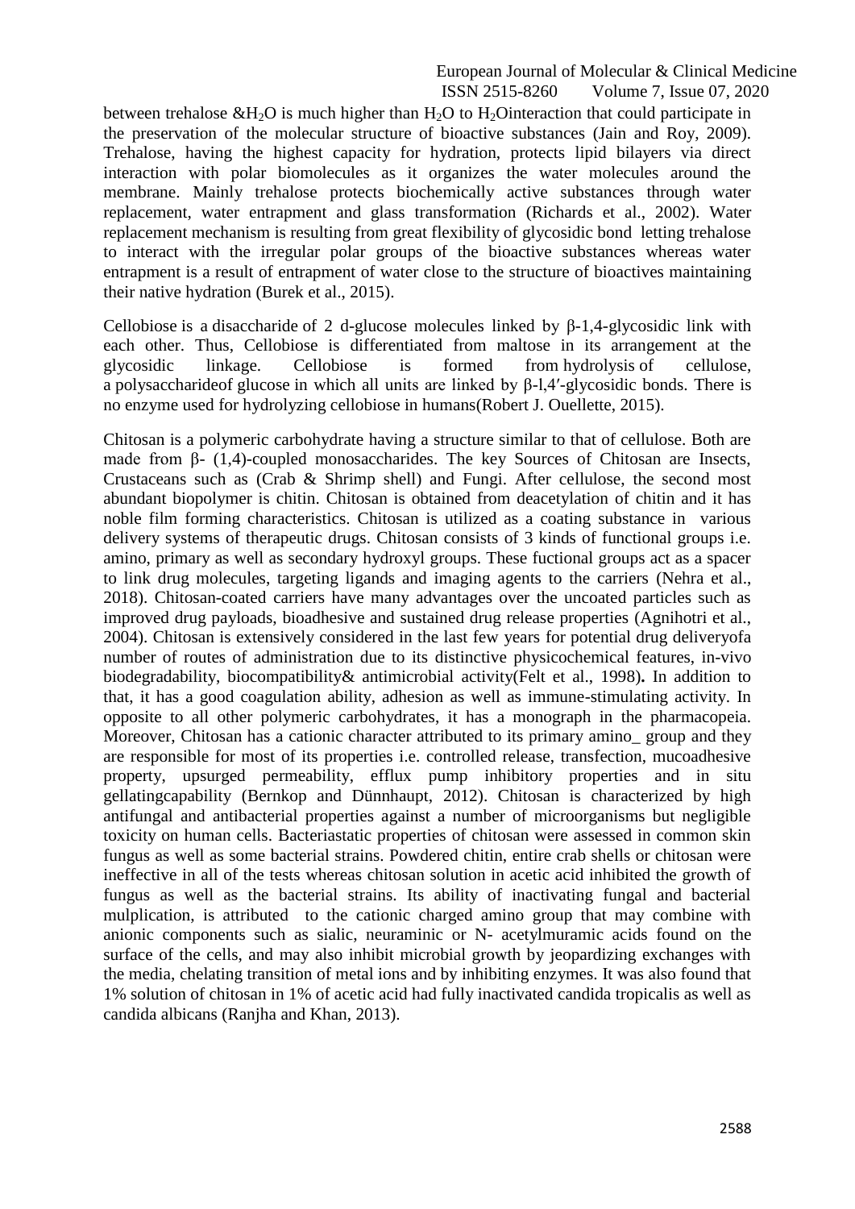between trehalose &$H_2O$ is much higher than $H_2O$ to $H_2O$interaction that could participate in the preservation of the molecular structure of bioactive substances (Jain and Roy, 2009). Trehalose, having the highest capacity for hydration, protects lipid bilayers via direct interaction with polar biomolecules as it organizes the water molecules around the membrane. Mainly trehalose protects biochemically active substances through water replacement, water entrapment and glass transformation (Richards et al., 2002). Water replacement mechanism is resulting from great flexibility of glycosidic bond letting trehalose to interact with the irregular polar groups of the bioactive substances whereas water entrapment is a result of entrapment of water close to the structure of bioactives maintaining their native hydration (Burek et al., 2015).

Cellobiose is a disaccharide of 2 d-glucose molecules linked by β-1,4-glycosidic link with each other. Thus, Cellobiose is differentiated from maltose in its arrangement at the glycosidic linkage. Cellobiose is formed from hydrolysis of cellulose, a polysaccharideof glucose in which all units are linked by β-l,4′-glycosidic bonds. There is no enzyme used for hydrolyzing cellobiose in humans(Robert J. Ouellette, 2015).

Chitosan is a polymeric carbohydrate having a structure similar to that of cellulose. Both are made from β- (1,4)-coupled monosaccharides. The key Sources of Chitosan are Insects, Crustaceans such as (Crab & Shrimp shell) and Fungi. After cellulose, the second most abundant biopolymer is chitin. Chitosan is obtained from deacetylation of chitin and it has noble film forming characteristics. Chitosan is utilized as a coating substance in various delivery systems of therapeutic drugs. Chitosan consists of 3 kinds of functional groups i.e. amino, primary as well as secondary hydroxyl groups. These fuctional groups act as a spacer to link drug molecules, targeting ligands and imaging agents to the carriers (Nehra et al., 2018). Chitosan-coated carriers have many advantages over the uncoated particles such as improved drug payloads, bioadhesive and sustained drug release properties (Agnihotri et al., 2004). Chitosan is extensively considered in the last few years for potential drug deliveryofa number of routes of administration due to its distinctive physicochemical features, in-vivo biodegradability, biocompatibility& antimicrobial activity(Felt et al., 1998)**.** In addition to that, it has a good coagulation ability, adhesion as well as immune-stimulating activity. In opposite to all other polymeric carbohydrates, it has a monograph in the pharmacopeia. Moreover, Chitosan has a cationic character attributed to its primary amino_ group and they are responsible for most of its properties i.e. controlled release, transfection, mucoadhesive property, upsurged permeability, efflux pump inhibitory properties and in situ gellatingcapability (Bernkop and Dünnhaupt, 2012). Chitosan is characterized by high antifungal and antibacterial properties against a number of microorganisms but negligible toxicity on human cells. Bacteriastatic properties of chitosan were assessed in common skin fungus as well as some bacterial strains. Powdered chitin, entire crab shells or chitosan were ineffective in all of the tests whereas chitosan solution in acetic acid inhibited the growth of fungus as well as the bacterial strains. Its ability of inactivating fungal and bacterial mulplication, is attributed to the cationic charged amino group that may combine with anionic components such as sialic, neuraminic or N- acetylmuramic acids found on the surface of the cells, and may also inhibit microbial growth by jeopardizing exchanges with the media, chelating transition of metal ions and by inhibiting enzymes. It was also found that 1% solution of chitosan in 1% of acetic acid had fully inactivated candida tropicalis as well as candida albicans (Ranjha and Khan, 2013).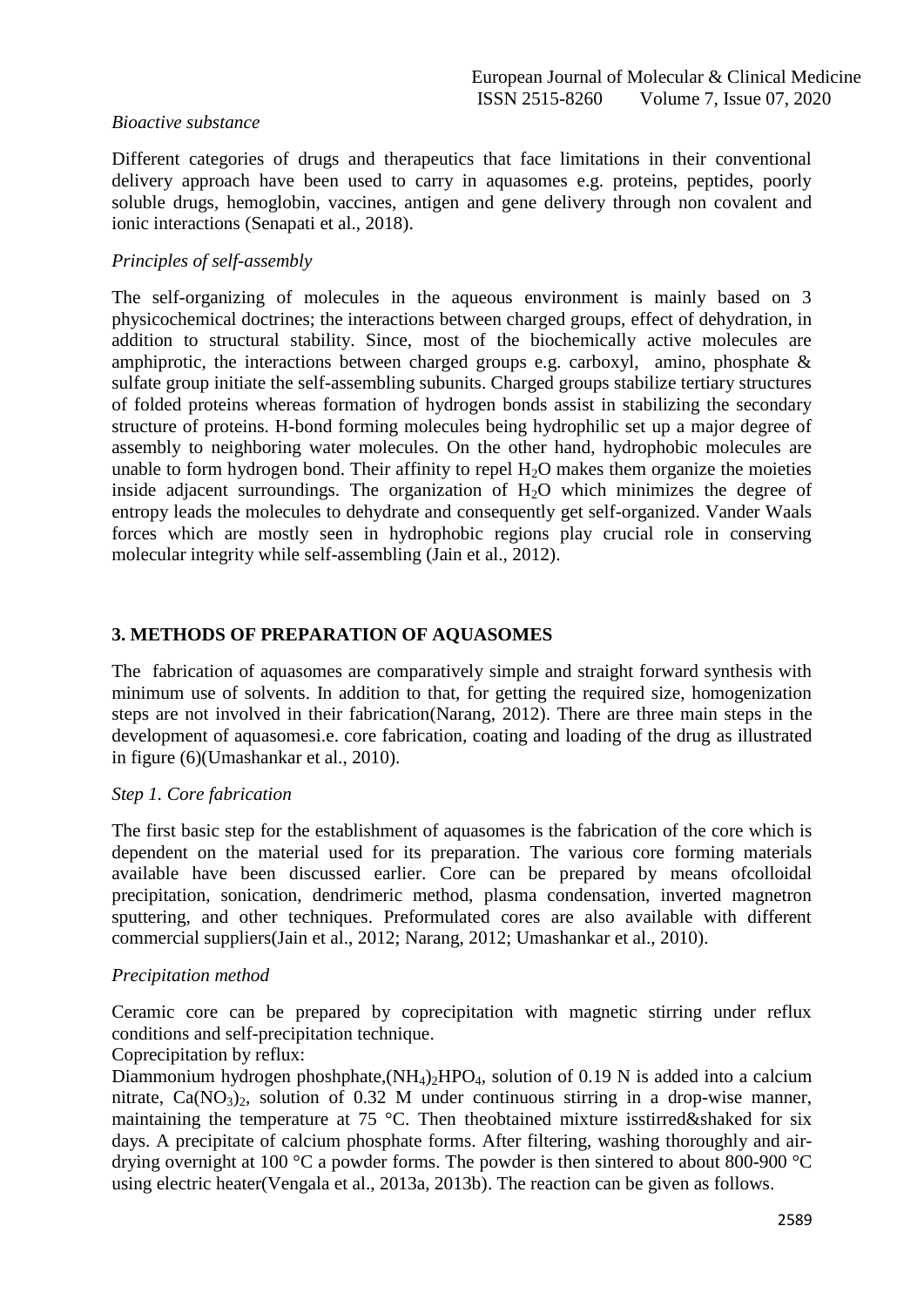*Bioactive substance*

Different categories of drugs and therapeutics that face limitations in their conventional delivery approach have been used to carry in aquasomes e.g. proteins, peptides, poorly soluble drugs, hemoglobin, vaccines, antigen and gene delivery through non covalent and ionic interactions (Senapati et al., 2018).

*Principles of self-assembly*

The self-organizing of molecules in the aqueous environment is mainly based on 3 physicochemical doctrines; the interactions between charged groups, effect of dehydration, in addition to structural stability. Since, most of the biochemically active molecules are amphiprotic, the interactions between charged groups e.g. carboxyl, amino, phosphate & sulfate group initiate the self-assembling subunits. Charged groups stabilize tertiary structures of folded proteins whereas formation of hydrogen bonds assist in stabilizing the secondary structure of proteins. H-bond forming molecules being hydrophilic set up a major degree of assembly to neighboring water molecules. On the other hand, hydrophobic molecules are unable to form hydrogen bond. Their affinity to repel $H_2O$ makes them organize the moieties inside adjacent surroundings. The organization of $H_2O$ which minimizes the degree of entropy leads the molecules to dehydrate and consequently get self-organized. Vander Waals forces which are mostly seen in hydrophobic regions play crucial role in conserving molecular integrity while self-assembling (Jain et al., 2012).

## 3. METHODS OF PREPARATION OF AQUASOMES

The fabrication of aquasomes are comparatively simple and straight forward synthesis with minimum use of solvents. In addition to that, for getting the required size, homogenization steps are not involved in their fabrication(Narang, 2012). There are three main steps in the development of aquasomesi.e. core fabrication, coating and loading of the drug as illustrated in figure (6)(Umashankar et al., 2010).

*Step 1. Core fabrication*

The first basic step for the establishment of aquasomes is the fabrication of the core which is dependent on the material used for its preparation. The various core forming materials available have been discussed earlier. Core can be prepared by means ofcolloidal precipitation, sonication, dendrimeric method, plasma condensation, inverted magnetron sputtering, and other techniques. Preformulated cores are also available with different commercial suppliers(Jain et al., 2012; Narang, 2012; Umashankar et al., 2010).

*Precipitation method*

Ceramic core can be prepared by coprecipitation with magnetic stirring under reflux conditions and self-precipitation technique.

Coprecipitation by reflux:

Diammonium hydrogen phoshphate,$(NH_4)_2HPO_4$, solution of 0.19 N is added into a calcium nitrate, $Ca(NO_3)_2$, solution of 0.32 M under continuous stirring in a drop-wise manner, maintaining the temperature at 75 °C. Then theobtained mixture isstirred&shaked for six days. A precipitate of calcium phosphate forms. After filtering, washing thoroughly and air-drying overnight at 100 °C a powder forms. The powder is then sintered to about 800-900 °C using electric heater(Vengala et al., 2013a, 2013b). The reaction can be given as follows.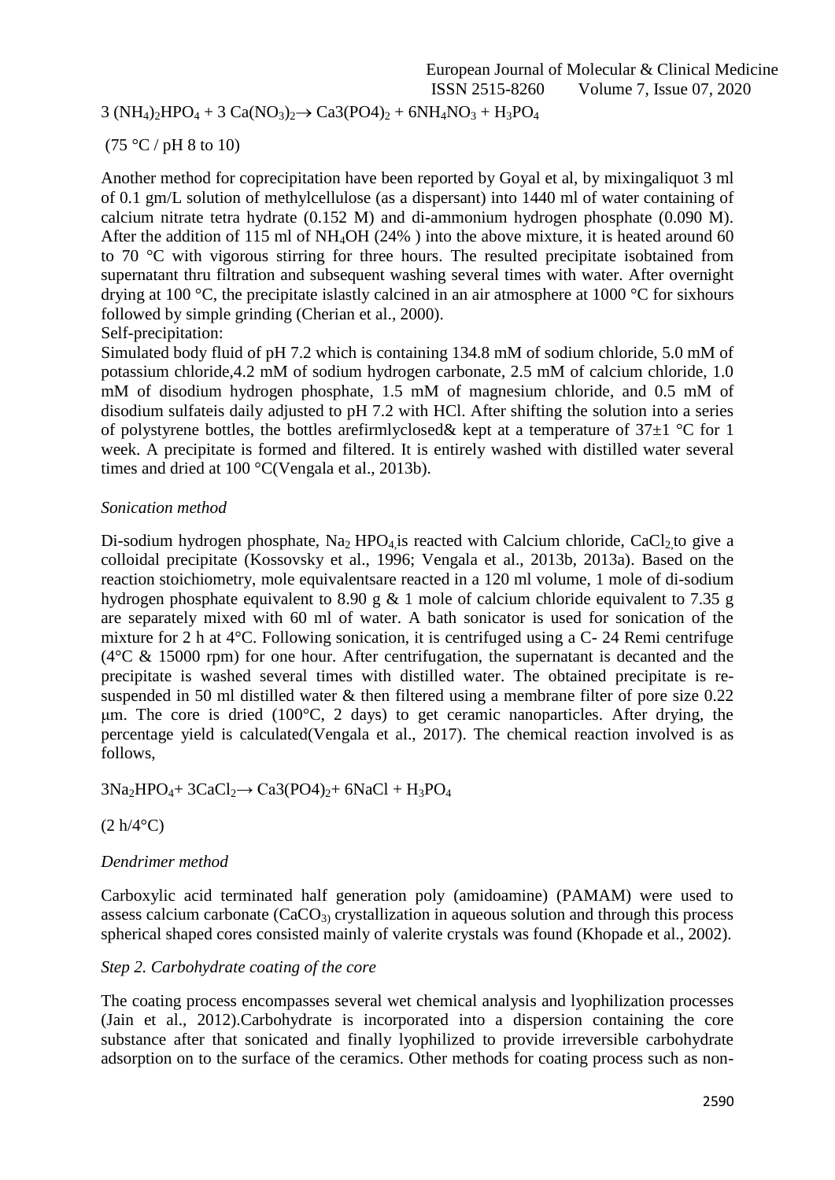$$3\ (NH_4)_2HPO_4 + 3\ Ca(NO_3)_2 \rightarrow Ca3(PO4)_2 + 6NH_4NO_3 + H_3PO_4$$

(75 °C / pH 8 to 10)

Another method for coprecipitation have been reported by Goyal et al, by mixingaliquot 3 ml of 0.1 gm/L solution of methylcellulose (as a dispersant) into 1440 ml of water containing of calcium nitrate tetra hydrate (0.152 M) and di-ammonium hydrogen phosphate (0.090 M). After the addition of 115 ml of $NH_4OH$ (24% ) into the above mixture, it is heated around 60 to 70 °C with vigorous stirring for three hours. The resulted precipitate isobtained from supernatant thru filtration and subsequent washing several times with water. After overnight drying at 100 °C, the precipitate islastly calcined in an air atmosphere at 1000 °C for sixhours followed by simple grinding (Cherian et al., 2000).

Self-precipitation:

Simulated body fluid of pH 7.2 which is containing 134.8 mM of sodium chloride, 5.0 mM of potassium chloride,4.2 mM of sodium hydrogen carbonate, 2.5 mM of calcium chloride, 1.0 mM of disodium hydrogen phosphate, 1.5 mM of magnesium chloride, and 0.5 mM of disodium sulfateis daily adjusted to pH 7.2 with HCl. After shifting the solution into a series of polystyrene bottles, the bottles arefirmlyclosed& kept at a temperature of 37±1 °C for 1 week. A precipitate is formed and filtered. It is entirely washed with distilled water several times and dried at 100 °C(Vengala et al., 2013b).

*Sonication method*

Di-sodium hydrogen phosphate, $Na_2\ HPO_4$ is reacted with Calcium chloride, $CaCl_2$ to give a colloidal precipitate (Kossovsky et al., 1996; Vengala et al., 2013b, 2013a). Based on the reaction stoichiometry, mole equivalentsare reacted in a 120 ml volume, 1 mole of di-sodium hydrogen phosphate equivalent to 8.90 g & 1 mole of calcium chloride equivalent to 7.35 g are separately mixed with 60 ml of water. A bath sonicator is used for sonication of the mixture for 2 h at 4°C. Following sonication, it is centrifuged using a C- 24 Remi centrifuge (4°C & 15000 rpm) for one hour. After centrifugation, the supernatant is decanted and the precipitate is washed several times with distilled water. The obtained precipitate is re-suspended in 50 ml distilled water & then filtered using a membrane filter of pore size 0.22 μm. The core is dried (100°C, 2 days) to get ceramic nanoparticles. After drying, the percentage yield is calculated(Vengala et al., 2017). The chemical reaction involved is as follows,

$$3Na_2HPO_4 + 3CaCl_2 \rightarrow Ca3(PO4)_2 + 6NaCl + H_3PO_4$$

(2 h/4°C)

*Dendrimer method*

Carboxylic acid terminated half generation poly (amidoamine) (PAMAM) were used to assess calcium carbonate ($CaCO_3$) crystallization in aqueous solution and through this process spherical shaped cores consisted mainly of valerite crystals was found (Khopade et al., 2002).

*Step 2. Carbohydrate coating of the core*

The coating process encompasses several wet chemical analysis and lyophilization processes (Jain et al., 2012).Carbohydrate is incorporated into a dispersion containing the core substance after that sonicated and finally lyophilized to provide irreversible carbohydrate adsorption on to the surface of the ceramics. Other methods for coating process such as non-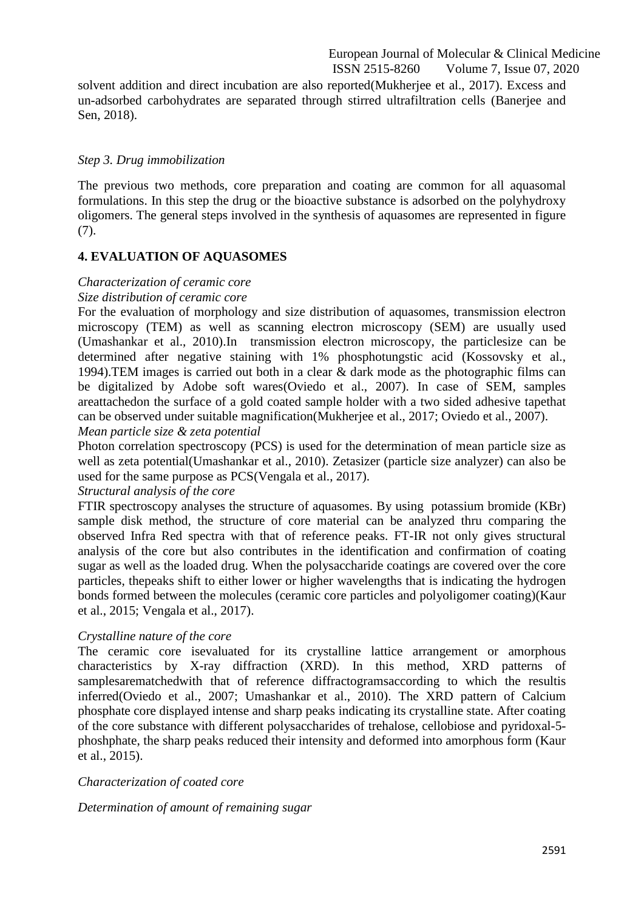solvent addition and direct incubation are also reported(Mukherjee et al., 2017). Excess and un-adsorbed carbohydrates are separated through stirred ultrafiltration cells (Banerjee and Sen, 2018).

*Step 3. Drug immobilization*

The previous two methods, core preparation and coating are common for all aquasomal formulations. In this step the drug or the bioactive substance is adsorbed on the polyhydroxy oligomers. The general steps involved in the synthesis of aquasomes are represented in figure (7).

## 4. EVALUATION OF AQUASOMES

*Characterization of ceramic core*

*Size distribution of ceramic core*

For the evaluation of morphology and size distribution of aquasomes, transmission electron microscopy (TEM) as well as scanning electron microscopy (SEM) are usually used (Umashankar et al., 2010).In transmission electron microscopy, the particlesize can be determined after negative staining with 1% phosphotungstic acid (Kossovsky et al., 1994).TEM images is carried out both in a clear & dark mode as the photographic films can be digitalized by Adobe soft wares(Oviedo et al., 2007). In case of SEM, samples areattachedon the surface of a gold coated sample holder with a two sided adhesive tapethat can be observed under suitable magnification(Mukherjee et al., 2017; Oviedo et al., 2007).

*Mean particle size & zeta potential*

Photon correlation spectroscopy (PCS) is used for the determination of mean particle size as well as zeta potential(Umashankar et al., 2010). Zetasizer (particle size analyzer) can also be used for the same purpose as PCS(Vengala et al., 2017).

*Structural analysis of the core*

FTIR spectroscopy analyses the structure of aquasomes. By using potassium bromide (KBr) sample disk method, the structure of core material can be analyzed thru comparing the observed Infra Red spectra with that of reference peaks. FT-IR not only gives structural analysis of the core but also contributes in the identification and confirmation of coating sugar as well as the loaded drug. When the polysaccharide coatings are covered over the core particles, thepeaks shift to either lower or higher wavelengths that is indicating the hydrogen bonds formed between the molecules (ceramic core particles and polyoligomer coating)(Kaur et al., 2015; Vengala et al., 2017).

*Crystalline nature of the core*

The ceramic core isevaluated for its crystalline lattice arrangement or amorphous characteristics by X-ray diffraction (XRD). In this method, XRD patterns of samplesarematchedwith that of reference diffractogramsaccording to which the resultis inferred(Oviedo et al., 2007; Umashankar et al., 2010). The XRD pattern of Calcium phosphate core displayed intense and sharp peaks indicating its crystalline state. After coating of the core substance with different polysaccharides of trehalose, cellobiose and pyridoxal-5-phoshphate, the sharp peaks reduced their intensity and deformed into amorphous form (Kaur et al., 2015).

*Characterization of coated core*

*Determination of amount of remaining sugar*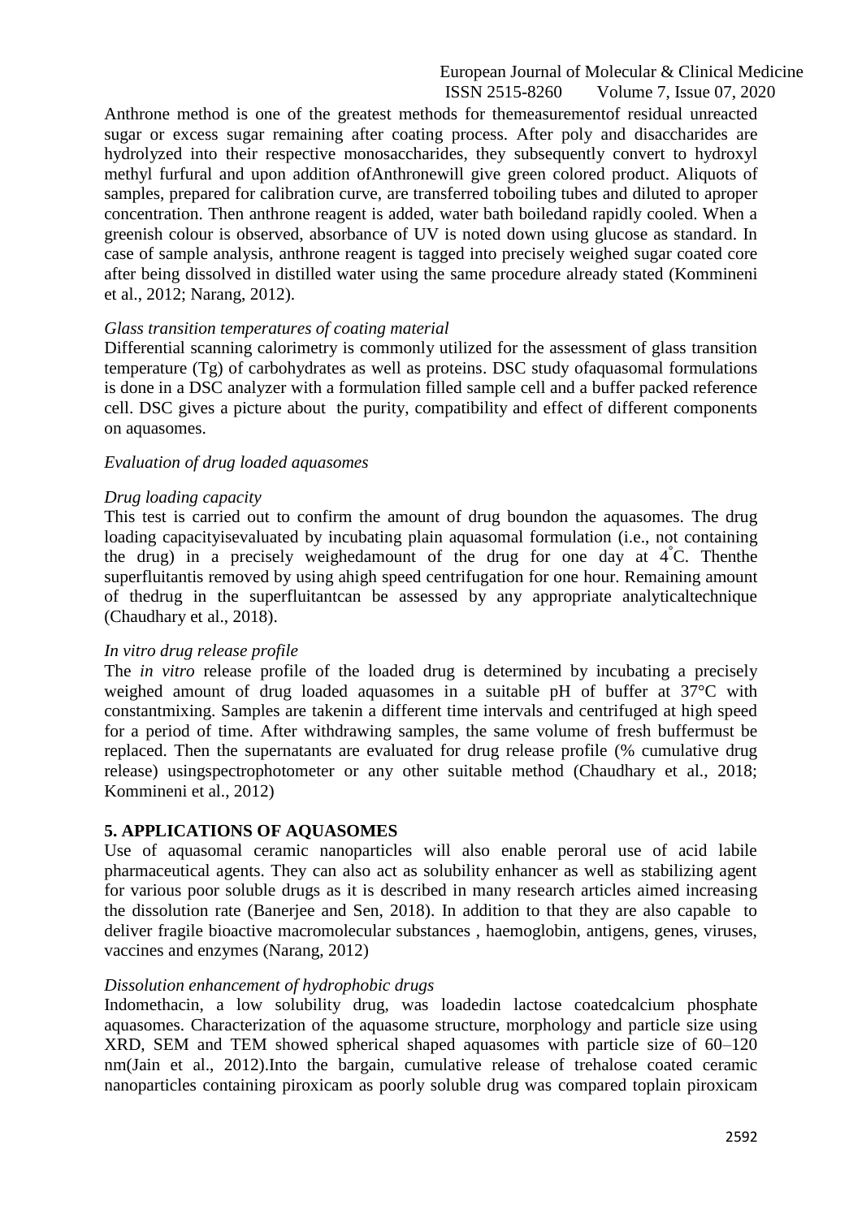Anthrone method is one of the greatest methods for themeasurementof residual unreacted sugar or excess sugar remaining after coating process. After poly and disaccharides are hydrolyzed into their respective monosaccharides, they subsequently convert to hydroxyl methyl furfural and upon addition ofAnthronewill give green colored product. Aliquots of samples, prepared for calibration curve, are transferred toboiling tubes and diluted to aproper concentration. Then anthrone reagent is added, water bath boiledand rapidly cooled. When a greenish colour is observed, absorbance of UV is noted down using glucose as standard. In case of sample analysis, anthrone reagent is tagged into precisely weighed sugar coated core after being dissolved in distilled water using the same procedure already stated (Kommineni et al., 2012; Narang, 2012).

*Glass transition temperatures of coating material*

Differential scanning calorimetry is commonly utilized for the assessment of glass transition temperature (Tg) of carbohydrates as well as proteins. DSC study ofaquasomal formulations is done in a DSC analyzer with a formulation filled sample cell and a buffer packed reference cell. DSC gives a picture about the purity, compatibility and effect of different components on aquasomes.

*Evaluation of drug loaded aquasomes*

*Drug loading capacity*

This test is carried out to confirm the amount of drug boundon the aquasomes. The drug loading capacityisevaluated by incubating plain aquasomal formulation (i.e., not containing the drug) in a precisely weighedamount of the drug for one day at 4°C. Thenthe superfluitantis removed by using ahigh speed centrifugation for one hour. Remaining amount of thedrug in the superfluitantcan be assessed by any appropriate analyticaltechnique (Chaudhary et al., 2018).

*In vitro drug release profile*

The *in vitro* release profile of the loaded drug is determined by incubating a precisely weighed amount of drug loaded aquasomes in a suitable pH of buffer at 37°C with constantmixing. Samples are takenin a different time intervals and centrifuged at high speed for a period of time. After withdrawing samples, the same volume of fresh buffermust be replaced. Then the supernatants are evaluated for drug release profile (% cumulative drug release) usingspectrophotometer or any other suitable method (Chaudhary et al., 2018; Kommineni et al., 2012)

## 5. APPLICATIONS OF AQUASOMES

Use of aquasomal ceramic nanoparticles will also enable peroral use of acid labile pharmaceutical agents. They can also act as solubility enhancer as well as stabilizing agent for various poor soluble drugs as it is described in many research articles aimed increasing the dissolution rate (Banerjee and Sen, 2018). In addition to that they are also capable to deliver fragile bioactive macromolecular substances , haemoglobin, antigens, genes, viruses, vaccines and enzymes (Narang, 2012)

*Dissolution enhancement of hydrophobic drugs*

Indomethacin, a low solubility drug, was loadedin lactose coatedcalcium phosphate aquasomes. Characterization of the aquasome structure, morphology and particle size using XRD, SEM and TEM showed spherical shaped aquasomes with particle size of 60–120 nm(Jain et al., 2012).Into the bargain, cumulative release of trehalose coated ceramic nanoparticles containing piroxicam as poorly soluble drug was compared toplain piroxicam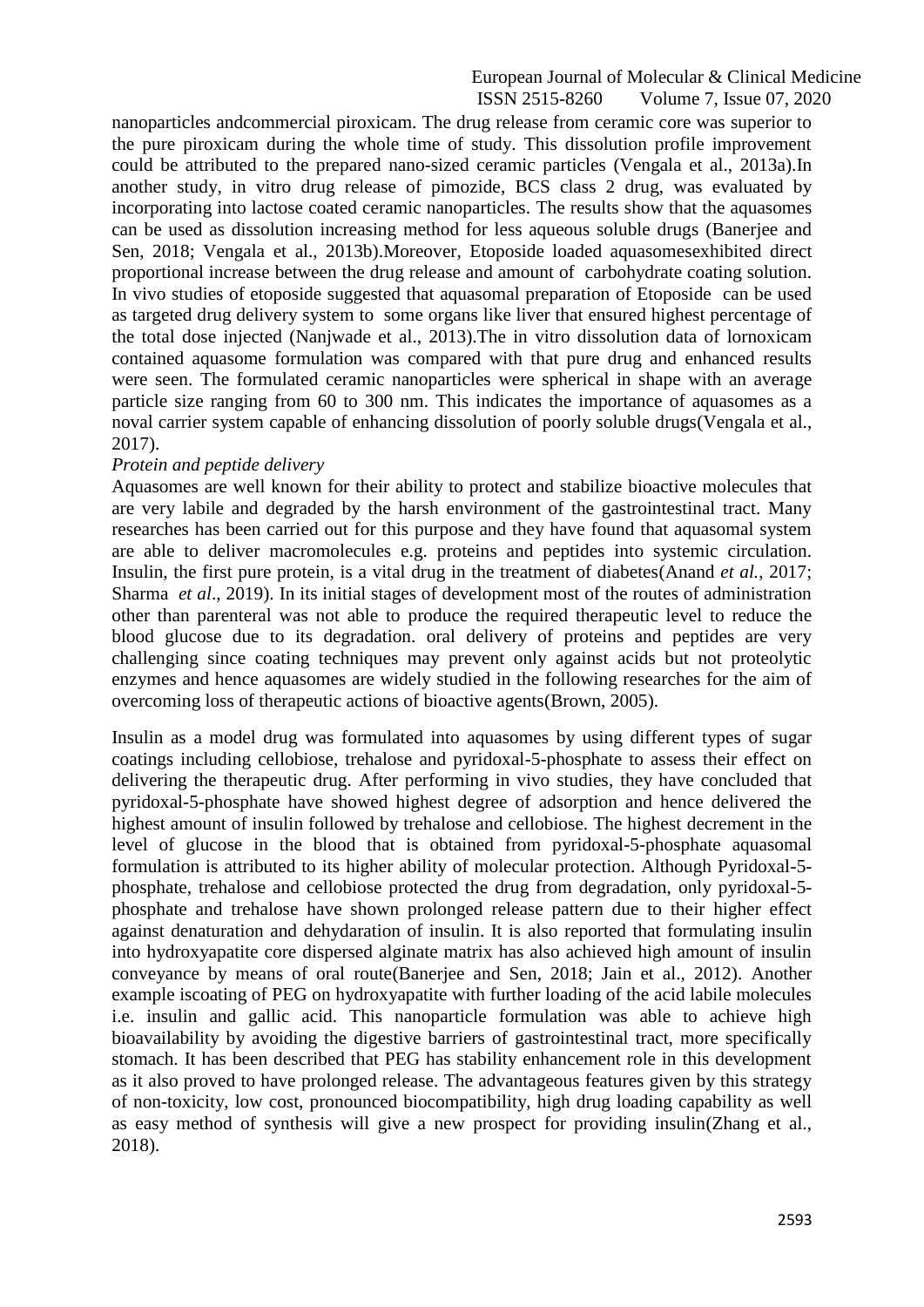nanoparticles andcommercial piroxicam. The drug release from ceramic core was superior to the pure piroxicam during the whole time of study. This dissolution profile improvement could be attributed to the prepared nano-sized ceramic particles (Vengala et al., 2013a).In another study, in vitro drug release of pimozide, BCS class 2 drug, was evaluated by incorporating into lactose coated ceramic nanoparticles. The results show that the aquasomes can be used as dissolution increasing method for less aqueous soluble drugs (Banerjee and Sen, 2018; Vengala et al., 2013b).Moreover, Etoposide loaded aquasomesexhibited direct proportional increase between the drug release and amount of carbohydrate coating solution. In vivo studies of etoposide suggested that aquasomal preparation of Etoposide can be used as targeted drug delivery system to some organs like liver that ensured highest percentage of the total dose injected (Nanjwade et al., 2013).The in vitro dissolution data of lornoxicam contained aquasome formulation was compared with that pure drug and enhanced results were seen. The formulated ceramic nanoparticles were spherical in shape with an average particle size ranging from 60 to 300 nm. This indicates the importance of aquasomes as a noval carrier system capable of enhancing dissolution of poorly soluble drugs(Vengala et al., 2017).

*Protein and peptide delivery*

Aquasomes are well known for their ability to protect and stabilize bioactive molecules that are very labile and degraded by the harsh environment of the gastrointestinal tract. Many researches has been carried out for this purpose and they have found that aquasomal system are able to deliver macromolecules e.g. proteins and peptides into systemic circulation. Insulin, the first pure protein, is a vital drug in the treatment of diabetes(Anand *et al.*, 2017; Sharma *et al*., 2019). In its initial stages of development most of the routes of administration other than parenteral was not able to produce the required therapeutic level to reduce the blood glucose due to its degradation. oral delivery of proteins and peptides are very challenging since coating techniques may prevent only against acids but not proteolytic enzymes and hence aquasomes are widely studied in the following researches for the aim of overcoming loss of therapeutic actions of bioactive agents(Brown, 2005).

Insulin as a model drug was formulated into aquasomes by using different types of sugar coatings including cellobiose, trehalose and pyridoxal-5-phosphate to assess their effect on delivering the therapeutic drug. After performing in vivo studies, they have concluded that pyridoxal-5-phosphate have showed highest degree of adsorption and hence delivered the highest amount of insulin followed by trehalose and cellobiose. The highest decrement in the level of glucose in the blood that is obtained from pyridoxal-5-phosphate aquasomal formulation is attributed to its higher ability of molecular protection. Although Pyridoxal-5-phosphate, trehalose and cellobiose protected the drug from degradation, only pyridoxal-5-phosphate and trehalose have shown prolonged release pattern due to their higher effect against denaturation and dehydaration of insulin. It is also reported that formulating insulin into hydroxyapatite core dispersed alginate matrix has also achieved high amount of insulin conveyance by means of oral route(Banerjee and Sen, 2018; Jain et al., 2012). Another example iscoating of PEG on hydroxyapatite with further loading of the acid labile molecules i.e. insulin and gallic acid. This nanoparticle formulation was able to achieve high bioavailability by avoiding the digestive barriers of gastrointestinal tract, more specifically stomach. It has been described that PEG has stability enhancement role in this development as it also proved to have prolonged release. The advantageous features given by this strategy of non-toxicity, low cost, pronounced biocompatibility, high drug loading capability as well as easy method of synthesis will give a new prospect for providing insulin(Zhang et al., 2018).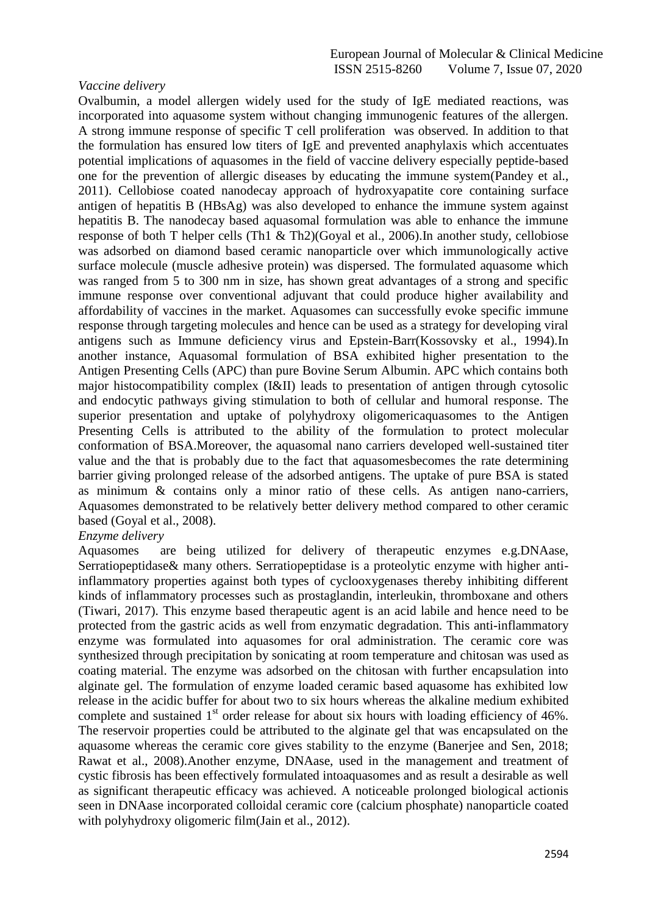*Vaccine delivery*

Ovalbumin, a model allergen widely used for the study of IgE mediated reactions, was incorporated into aquasome system without changing immunogenic features of the allergen. A strong immune response of specific T cell proliferation was observed. In addition to that the formulation has ensured low titers of IgE and prevented anaphylaxis which accentuates potential implications of aquasomes in the field of vaccine delivery especially peptide-based one for the prevention of allergic diseases by educating the immune system(Pandey et al., 2011). Cellobiose coated nanodecay approach of hydroxyapatite core containing surface antigen of hepatitis B (HBsAg) was also developed to enhance the immune system against hepatitis B. The nanodecay based aquasomal formulation was able to enhance the immune response of both T helper cells (Th1 & Th2)(Goyal et al., 2006).In another study, cellobiose was adsorbed on diamond based ceramic nanoparticle over which immunologically active surface molecule (muscle adhesive protein) was dispersed. The formulated aquasome which was ranged from 5 to 300 nm in size, has shown great advantages of a strong and specific immune response over conventional adjuvant that could produce higher availability and affordability of vaccines in the market. Aquasomes can successfully evoke specific immune response through targeting molecules and hence can be used as a strategy for developing viral antigens such as Immune deficiency virus and Epstein-Barr(Kossovsky et al., 1994).In another instance, Aquasomal formulation of BSA exhibited higher presentation to the Antigen Presenting Cells (APC) than pure Bovine Serum Albumin. APC which contains both major histocompatibility complex (I&II) leads to presentation of antigen through cytosolic and endocytic pathways giving stimulation to both of cellular and humoral response. The superior presentation and uptake of polyhydroxy oligomericaquasomes to the Antigen Presenting Cells is attributed to the ability of the formulation to protect molecular conformation of BSA.Moreover, the aquasomal nano carriers developed well-sustained titer value and the that is probably due to the fact that aquasomesbecomes the rate determining barrier giving prolonged release of the adsorbed antigens. The uptake of pure BSA is stated as minimum & contains only a minor ratio of these cells. As antigen nano-carriers, Aquasomes demonstrated to be relatively better delivery method compared to other ceramic based (Goyal et al., 2008).

*Enzyme delivery*

Aquasomes are being utilized for delivery of therapeutic enzymes e.g.DNAase, Serratiopeptidase& many others. Serratiopeptidase is a proteolytic enzyme with higher anti-inflammatory properties against both types of cyclooxygenases thereby inhibiting different kinds of inflammatory processes such as prostaglandin, interleukin, thromboxane and others (Tiwari, 2017). This enzyme based therapeutic agent is an acid labile and hence need to be protected from the gastric acids as well from enzymatic degradation. This anti-inflammatory enzyme was formulated into aquasomes for oral administration. The ceramic core was synthesized through precipitation by sonicating at room temperature and chitosan was used as coating material. The enzyme was adsorbed on the chitosan with further encapsulation into alginate gel. The formulation of enzyme loaded ceramic based aquasome has exhibited low release in the acidic buffer for about two to six hours whereas the alkaline medium exhibited complete and sustained 1st order release for about six hours with loading efficiency of 46%. The reservoir properties could be attributed to the alginate gel that was encapsulated on the aquasome whereas the ceramic core gives stability to the enzyme (Banerjee and Sen, 2018; Rawat et al., 2008).Another enzyme, DNAase, used in the management and treatment of cystic fibrosis has been effectively formulated intoaquasomes and as result a desirable as well as significant therapeutic efficacy was achieved. A noticeable prolonged biological actionis seen in DNAase incorporated colloidal ceramic core (calcium phosphate) nanoparticle coated with polyhydroxy oligomeric film(Jain et al., 2012).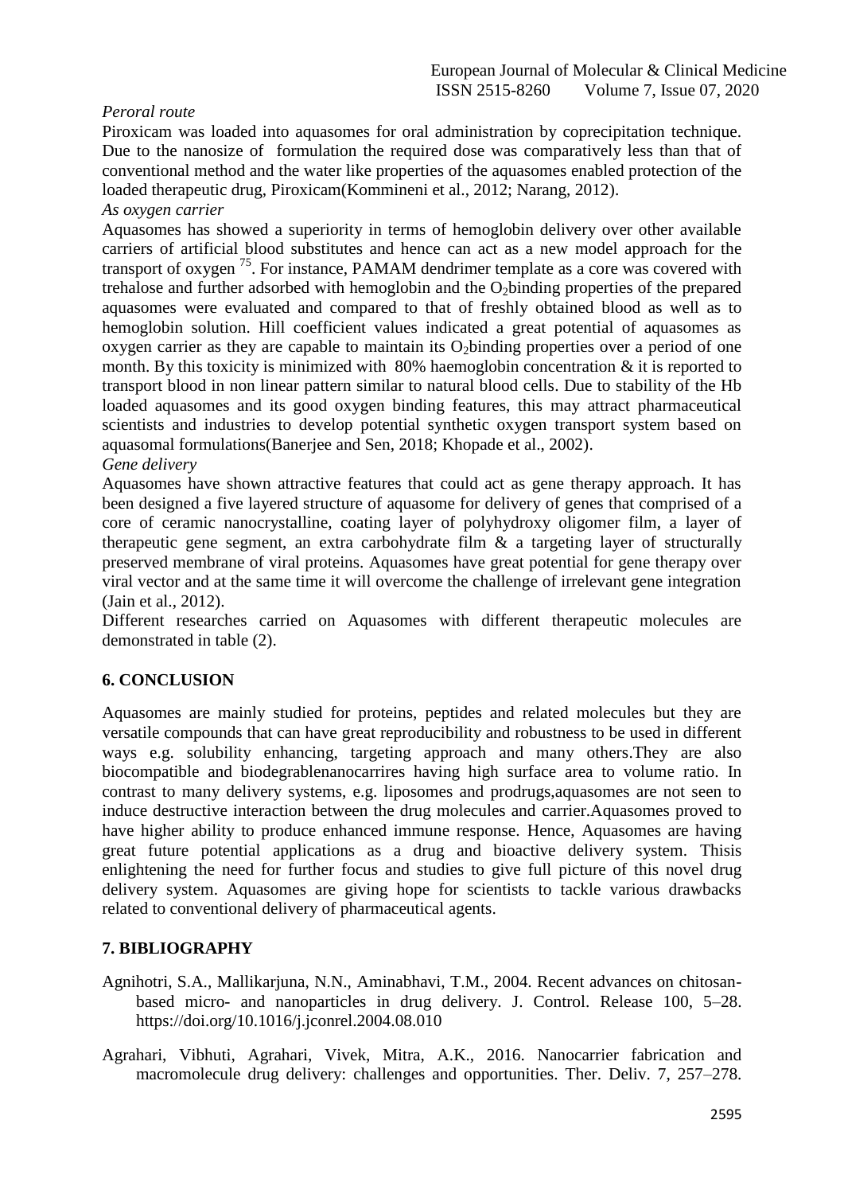*Peroral route*

Piroxicam was loaded into aquasomes for oral administration by coprecipitation technique. Due to the nanosize of formulation the required dose was comparatively less than that of conventional method and the water like properties of the aquasomes enabled protection of the loaded therapeutic drug, Piroxicam(Kommineni et al., 2012; Narang, 2012).

*As oxygen carrier*

Aquasomes has showed a superiority in terms of hemoglobin delivery over other available carriers of artificial blood substitutes and hence can act as a new model approach for the transport of oxygen [75]. For instance, PAMAM dendrimer template as a core was covered with trehalose and further adsorbed with hemoglobin and the $O_2$binding properties of the prepared aquasomes were evaluated and compared to that of freshly obtained blood as well as to hemoglobin solution. Hill coefficient values indicated a great potential of aquasomes as oxygen carrier as they are capable to maintain its $O_2$binding properties over a period of one month. By this toxicity is minimized with 80% haemoglobin concentration & it is reported to transport blood in non linear pattern similar to natural blood cells. Due to stability of the Hb loaded aquasomes and its good oxygen binding features, this may attract pharmaceutical scientists and industries to develop potential synthetic oxygen transport system based on aquasomal formulations(Banerjee and Sen, 2018; Khopade et al., 2002).

*Gene delivery*

Aquasomes have shown attractive features that could act as gene therapy approach. It has been designed a five layered structure of aquasome for delivery of genes that comprised of a core of ceramic nanocrystalline, coating layer of polyhydroxy oligomer film, a layer of therapeutic gene segment, an extra carbohydrate film & a targeting layer of structurally preserved membrane of viral proteins. Aquasomes have great potential for gene therapy over viral vector and at the same time it will overcome the challenge of irrelevant gene integration (Jain et al., 2012).

Different researches carried on Aquasomes with different therapeutic molecules are demonstrated in table (2).

## 6. CONCLUSION

Aquasomes are mainly studied for proteins, peptides and related molecules but they are versatile compounds that can have great reproducibility and robustness to be used in different ways e.g. solubility enhancing, targeting approach and many others.They are also biocompatible and biodegrablenanocarrires having high surface area to volume ratio. In contrast to many delivery systems, e.g. liposomes and prodrugs,aquasomes are not seen to induce destructive interaction between the drug molecules and carrier.Aquasomes proved to have higher ability to produce enhanced immune response. Hence, Aquasomes are having great future potential applications as a drug and bioactive delivery system. Thisis enlightening the need for further focus and studies to give full picture of this novel drug delivery system. Aquasomes are giving hope for scientists to tackle various drawbacks related to conventional delivery of pharmaceutical agents.

## 7. BIBLIOGRAPHY

Agnihotri, S.A., Mallikarjuna, N.N., Aminabhavi, T.M., 2004. Recent advances on chitosan-based micro- and nanoparticles in drug delivery. J. Control. Release 100, 5–28. https://doi.org/10.1016/j.jconrel.2004.08.010

Agrahari, Vibhuti, Agrahari, Vivek, Mitra, A.K., 2016. Nanocarrier fabrication and macromolecule drug delivery: challenges and opportunities. Ther. Deliv. 7, 257–278.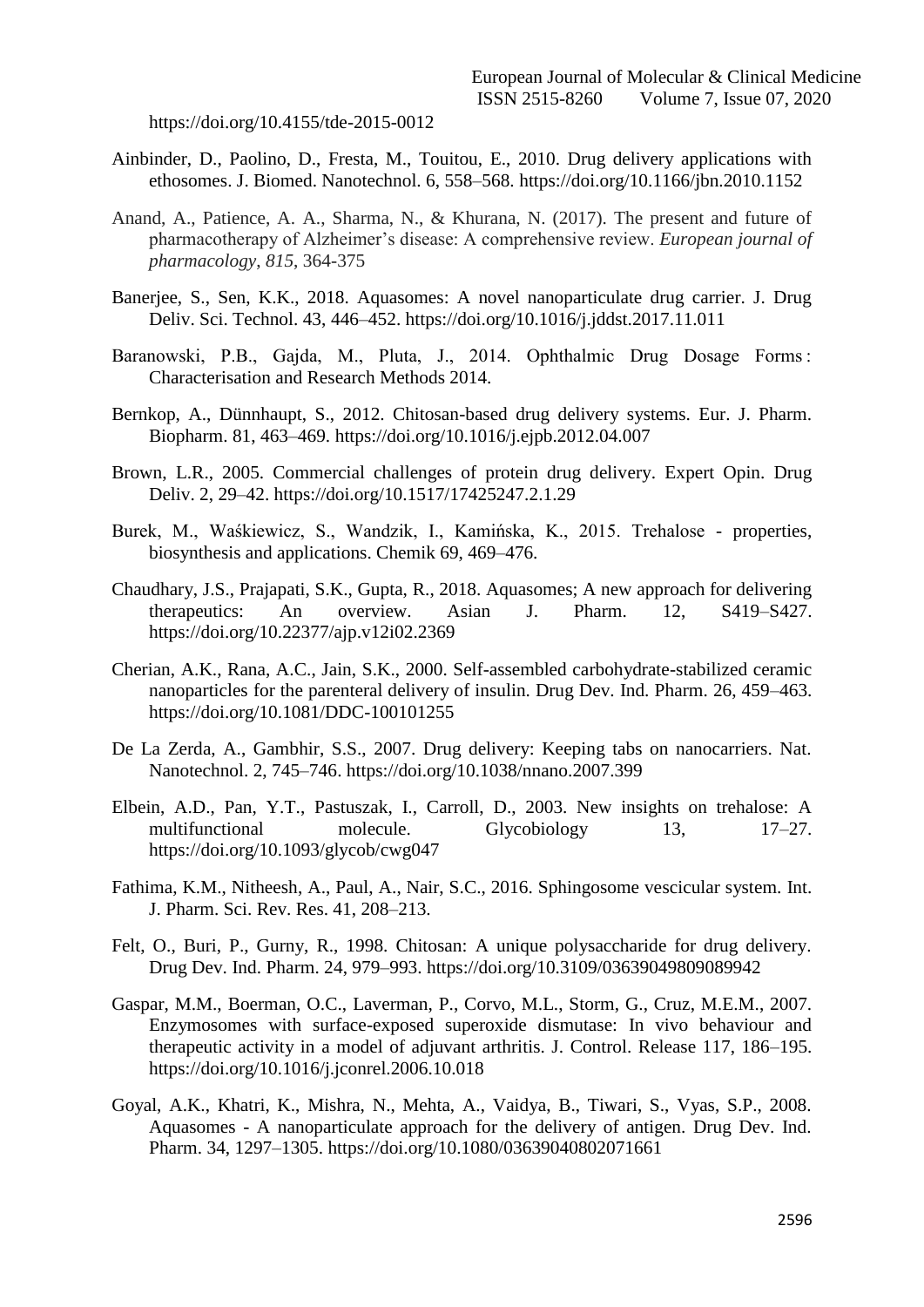https://doi.org/10.4155/tde-2015-0012

Ainbinder, D., Paolino, D., Fresta, M., Touitou, E., 2010. Drug delivery applications with ethosomes. J. Biomed. Nanotechnol. 6, 558–568. https://doi.org/10.1166/jbn.2010.1152

Anand, A., Patience, A. A., Sharma, N., & Khurana, N. (2017). The present and future of pharmacotherapy of Alzheimer's disease: A comprehensive review. *European journal of pharmacology*, *815*, 364-375

Banerjee, S., Sen, K.K., 2018. Aquasomes: A novel nanoparticulate drug carrier. J. Drug Deliv. Sci. Technol. 43, 446–452. https://doi.org/10.1016/j.jddst.2017.11.011

Baranowski, P.B., Gajda, M., Pluta, J., 2014. Ophthalmic Drug Dosage Forms : Characterisation and Research Methods 2014.

Bernkop, A., Dünnhaupt, S., 2012. Chitosan-based drug delivery systems. Eur. J. Pharm. Biopharm. 81, 463–469. https://doi.org/10.1016/j.ejpb.2012.04.007

Brown, L.R., 2005. Commercial challenges of protein drug delivery. Expert Opin. Drug Deliv. 2, 29–42. https://doi.org/10.1517/17425247.2.1.29

Burek, M., Waśkiewicz, S., Wandzik, I., Kamińska, K., 2015. Trehalose - properties, biosynthesis and applications. Chemik 69, 469–476.

Chaudhary, J.S., Prajapati, S.K., Gupta, R., 2018. Aquasomes; A new approach for delivering therapeutics: An overview. Asian J. Pharm. 12, S419–S427. https://doi.org/10.22377/ajp.v12i02.2369

Cherian, A.K., Rana, A.C., Jain, S.K., 2000. Self-assembled carbohydrate-stabilized ceramic nanoparticles for the parenteral delivery of insulin. Drug Dev. Ind. Pharm. 26, 459–463. https://doi.org/10.1081/DDC-100101255

De La Zerda, A., Gambhir, S.S., 2007. Drug delivery: Keeping tabs on nanocarriers. Nat. Nanotechnol. 2, 745–746. https://doi.org/10.1038/nnano.2007.399

Elbein, A.D., Pan, Y.T., Pastuszak, I., Carroll, D., 2003. New insights on trehalose: A multifunctional molecule. Glycobiology 13, 17–27. https://doi.org/10.1093/glycob/cwg047

Fathima, K.M., Nitheesh, A., Paul, A., Nair, S.C., 2016. Sphingosome vescicular system. Int. J. Pharm. Sci. Rev. Res. 41, 208–213.

Felt, O., Buri, P., Gurny, R., 1998. Chitosan: A unique polysaccharide for drug delivery. Drug Dev. Ind. Pharm. 24, 979–993. https://doi.org/10.3109/03639049809089942

Gaspar, M.M., Boerman, O.C., Laverman, P., Corvo, M.L., Storm, G., Cruz, M.E.M., 2007. Enzymosomes with surface-exposed superoxide dismutase: In vivo behaviour and therapeutic activity in a model of adjuvant arthritis. J. Control. Release 117, 186–195. https://doi.org/10.1016/j.jconrel.2006.10.018

Goyal, A.K., Khatri, K., Mishra, N., Mehta, A., Vaidya, B., Tiwari, S., Vyas, S.P., 2008. Aquasomes - A nanoparticulate approach for the delivery of antigen. Drug Dev. Ind. Pharm. 34, 1297–1305. https://doi.org/10.1080/03639040802071661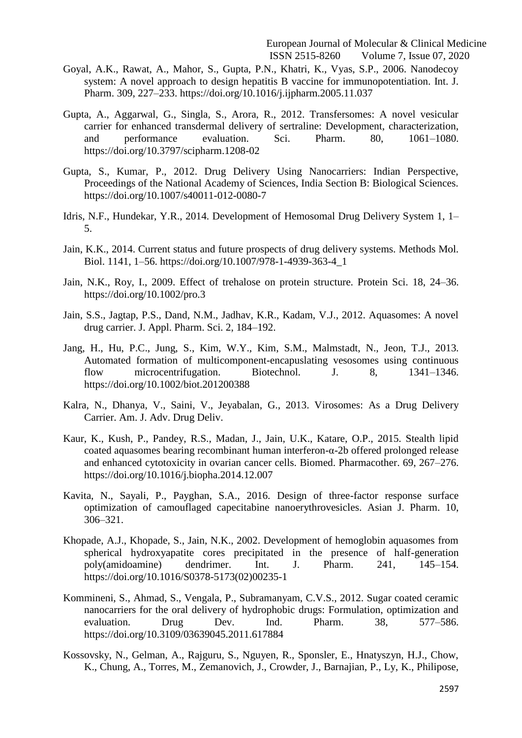Goyal, A.K., Rawat, A., Mahor, S., Gupta, P.N., Khatri, K., Vyas, S.P., 2006. Nanodecoy system: A novel approach to design hepatitis B vaccine for immunopotentiation. Int. J. Pharm. 309, 227–233. https://doi.org/10.1016/j.ijpharm.2005.11.037

Gupta, A., Aggarwal, G., Singla, S., Arora, R., 2012. Transfersomes: A novel vesicular carrier for enhanced transdermal delivery of sertraline: Development, characterization, and performance evaluation. Sci. Pharm. 80, 1061–1080. https://doi.org/10.3797/scipharm.1208-02

Gupta, S., Kumar, P., 2012. Drug Delivery Using Nanocarriers: Indian Perspective, Proceedings of the National Academy of Sciences, India Section B: Biological Sciences. https://doi.org/10.1007/s40011-012-0080-7

Idris, N.F., Hundekar, Y.R., 2014. Development of Hemosomal Drug Delivery System 1, 1–5.

Jain, K.K., 2014. Current status and future prospects of drug delivery systems. Methods Mol. Biol. 1141, 1–56. https://doi.org/10.1007/978-1-4939-363-4_1

Jain, N.K., Roy, I., 2009. Effect of trehalose on protein structure. Protein Sci. 18, 24–36. https://doi.org/10.1002/pro.3

Jain, S.S., Jagtap, P.S., Dand, N.M., Jadhav, K.R., Kadam, V.J., 2012. Aquasomes: A novel drug carrier. J. Appl. Pharm. Sci. 2, 184–192.

Jang, H., Hu, P.C., Jung, S., Kim, W.Y., Kim, S.M., Malmstadt, N., Jeon, T.J., 2013. Automated formation of multicomponent-encapuslating vesosomes using continuous flow microcentrifugation. Biotechnol. J. 8, 1341–1346. https://doi.org/10.1002/biot.201200388

Kalra, N., Dhanya, V., Saini, V., Jeyabalan, G., 2013. Virosomes: As a Drug Delivery Carrier. Am. J. Adv. Drug Deliv.

Kaur, K., Kush, P., Pandey, R.S., Madan, J., Jain, U.K., Katare, O.P., 2015. Stealth lipid coated aquasomes bearing recombinant human interferon-α-2b offered prolonged release and enhanced cytotoxicity in ovarian cancer cells. Biomed. Pharmacother. 69, 267–276. https://doi.org/10.1016/j.biopha.2014.12.007

Kavita, N., Sayali, P., Payghan, S.A., 2016. Design of three-factor response surface optimization of camouflaged capecitabine nanoerythrovesicles. Asian J. Pharm. 10, 306–321.

Khopade, A.J., Khopade, S., Jain, N.K., 2002. Development of hemoglobin aquasomes from spherical hydroxyapatite cores precipitated in the presence of half-generation poly(amidoamine) dendrimer. Int. J. Pharm. 241, 145–154. https://doi.org/10.1016/S0378-5173(02)00235-1

Kommineni, S., Ahmad, S., Vengala, P., Subramanyam, C.V.S., 2012. Sugar coated ceramic nanocarriers for the oral delivery of hydrophobic drugs: Formulation, optimization and evaluation. Drug Dev. Ind. Pharm. 38, 577–586. https://doi.org/10.3109/03639045.2011.617884

Kossovsky, N., Gelman, A., Rajguru, S., Nguyen, R., Sponsler, E., Hnatyszyn, H.J., Chow, K., Chung, A., Torres, M., Zemanovich, J., Crowder, J., Barnajian, P., Ly, K., Philipose,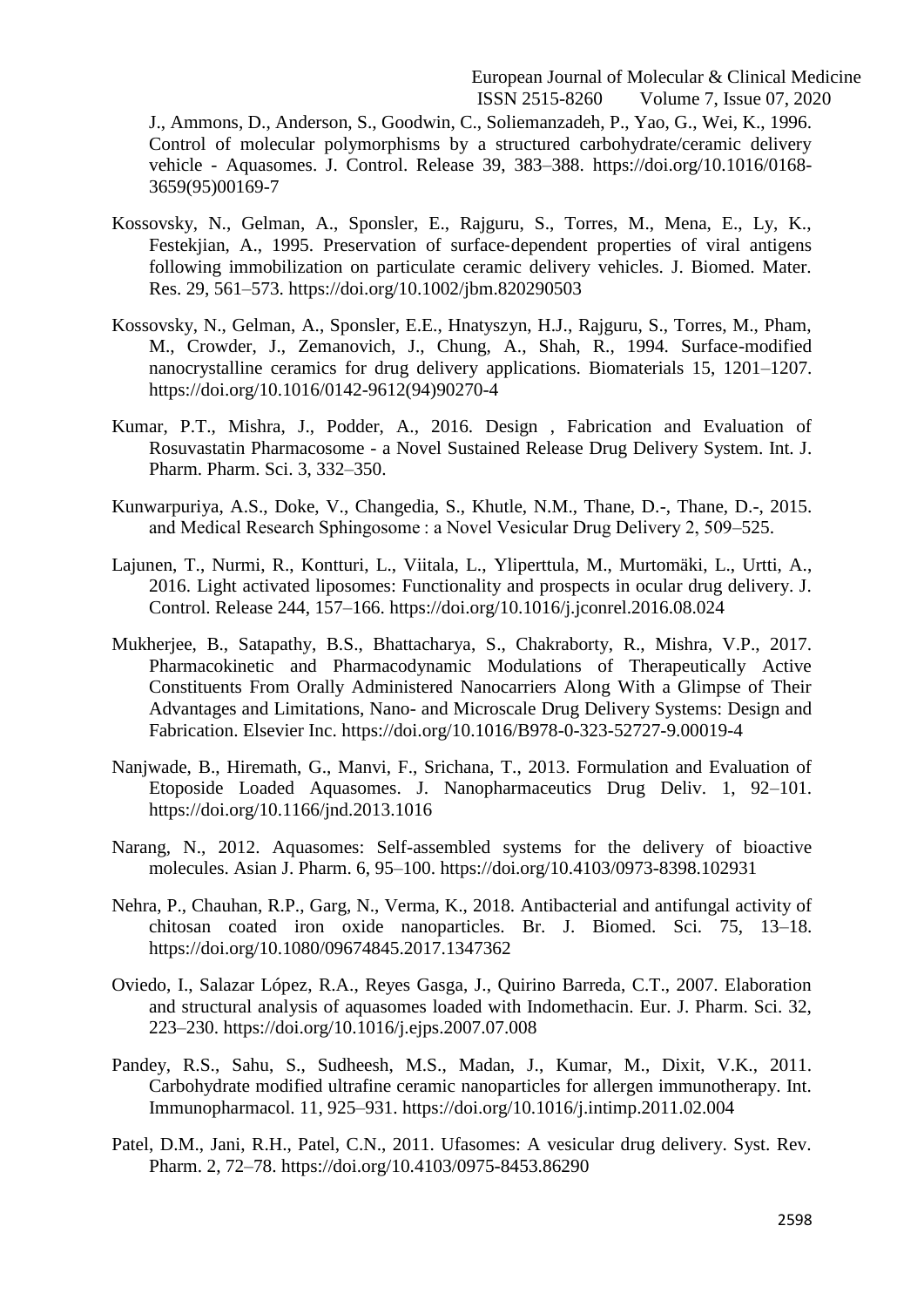J., Ammons, D., Anderson, S., Goodwin, C., Soliemanzadeh, P., Yao, G., Wei, K., 1996. Control of molecular polymorphisms by a structured carbohydrate/ceramic delivery vehicle - Aquasomes. J. Control. Release 39, 383–388. https://doi.org/10.1016/0168-3659(95)00169-7

Kossovsky, N., Gelman, A., Sponsler, E., Rajguru, S., Torres, M., Mena, E., Ly, K., Festekjian, A., 1995. Preservation of surface‐dependent properties of viral antigens following immobilization on particulate ceramic delivery vehicles. J. Biomed. Mater. Res. 29, 561–573. https://doi.org/10.1002/jbm.820290503

Kossovsky, N., Gelman, A., Sponsler, E.E., Hnatyszyn, H.J., Rajguru, S., Torres, M., Pham, M., Crowder, J., Zemanovich, J., Chung, A., Shah, R., 1994. Surface-modified nanocrystalline ceramics for drug delivery applications. Biomaterials 15, 1201–1207. https://doi.org/10.1016/0142-9612(94)90270-4

Kumar, P.T., Mishra, J., Podder, A., 2016. Design , Fabrication and Evaluation of Rosuvastatin Pharmacosome - a Novel Sustained Release Drug Delivery System. Int. J. Pharm. Pharm. Sci. 3, 332–350.

Kunwarpuriya, A.S., Doke, V., Changedia, S., Khutle, N.M., Thane, D.-, Thane, D.-, 2015. and Medical Research Sphingosome : a Novel Vesicular Drug Delivery 2, 509–525.

Lajunen, T., Nurmi, R., Kontturi, L., Viitala, L., Yliperttula, M., Murtomäki, L., Urtti, A., 2016. Light activated liposomes: Functionality and prospects in ocular drug delivery. J. Control. Release 244, 157–166. https://doi.org/10.1016/j.jconrel.2016.08.024

Mukherjee, B., Satapathy, B.S., Bhattacharya, S., Chakraborty, R., Mishra, V.P., 2017. Pharmacokinetic and Pharmacodynamic Modulations of Therapeutically Active Constituents From Orally Administered Nanocarriers Along With a Glimpse of Their Advantages and Limitations, Nano- and Microscale Drug Delivery Systems: Design and Fabrication. Elsevier Inc. https://doi.org/10.1016/B978-0-323-52727-9.00019-4

Nanjwade, B., Hiremath, G., Manvi, F., Srichana, T., 2013. Formulation and Evaluation of Etoposide Loaded Aquasomes. J. Nanopharmaceutics Drug Deliv. 1, 92–101. https://doi.org/10.1166/jnd.2013.1016

Narang, N., 2012. Aquasomes: Self-assembled systems for the delivery of bioactive molecules. Asian J. Pharm. 6, 95–100. https://doi.org/10.4103/0973-8398.102931

Nehra, P., Chauhan, R.P., Garg, N., Verma, K., 2018. Antibacterial and antifungal activity of chitosan coated iron oxide nanoparticles. Br. J. Biomed. Sci. 75, 13–18. https://doi.org/10.1080/09674845.2017.1347362

Oviedo, I., Salazar López, R.A., Reyes Gasga, J., Quirino Barreda, C.T., 2007. Elaboration and structural analysis of aquasomes loaded with Indomethacin. Eur. J. Pharm. Sci. 32, 223–230. https://doi.org/10.1016/j.ejps.2007.07.008

Pandey, R.S., Sahu, S., Sudheesh, M.S., Madan, J., Kumar, M., Dixit, V.K., 2011. Carbohydrate modified ultrafine ceramic nanoparticles for allergen immunotherapy. Int. Immunopharmacol. 11, 925–931. https://doi.org/10.1016/j.intimp.2011.02.004

Patel, D.M., Jani, R.H., Patel, C.N., 2011. Ufasomes: A vesicular drug delivery. Syst. Rev. Pharm. 2, 72–78. https://doi.org/10.4103/0975-8453.86290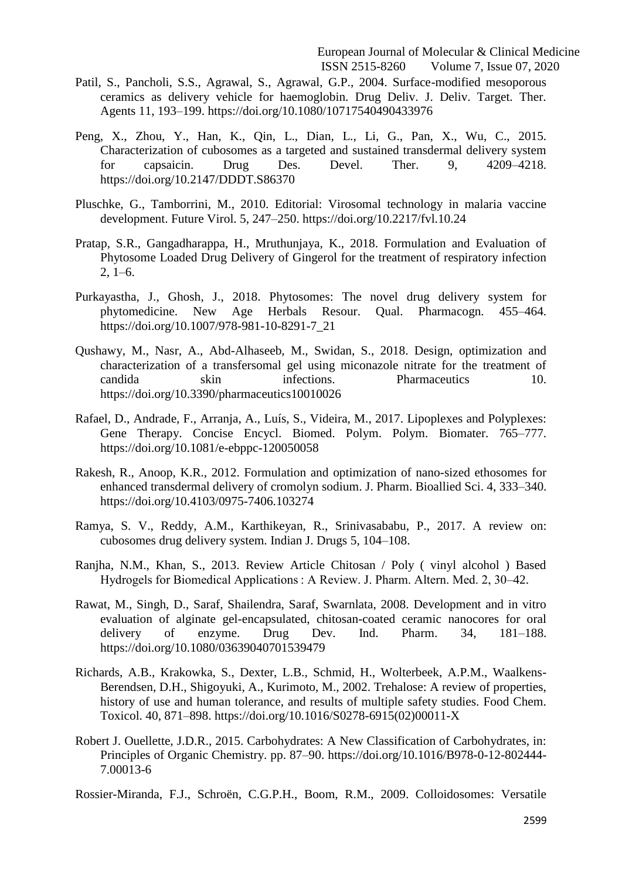Patil, S., Pancholi, S.S., Agrawal, S., Agrawal, G.P., 2004. Surface-modified mesoporous ceramics as delivery vehicle for haemoglobin. Drug Deliv. J. Deliv. Target. Ther. Agents 11, 193–199. https://doi.org/10.1080/10717540490433976

Peng, X., Zhou, Y., Han, K., Qin, L., Dian, L., Li, G., Pan, X., Wu, C., 2015. Characterization of cubosomes as a targeted and sustained transdermal delivery system for capsaicin. Drug Des. Devel. Ther. 9, 4209–4218. https://doi.org/10.2147/DDDT.S86370

Pluschke, G., Tamborrini, M., 2010. Editorial: Virosomal technology in malaria vaccine development. Future Virol. 5, 247–250. https://doi.org/10.2217/fvl.10.24

Pratap, S.R., Gangadharappa, H., Mruthunjaya, K., 2018. Formulation and Evaluation of Phytosome Loaded Drug Delivery of Gingerol for the treatment of respiratory infection 2, 1–6.

Purkayastha, J., Ghosh, J., 2018. Phytosomes: The novel drug delivery system for phytomedicine. New Age Herbals Resour. Qual. Pharmacogn. 455–464. https://doi.org/10.1007/978-981-10-8291-7_21

Qushawy, M., Nasr, A., Abd-Alhaseeb, M., Swidan, S., 2018. Design, optimization and characterization of a transfersomal gel using miconazole nitrate for the treatment of candida skin infections. Pharmaceutics 10. https://doi.org/10.3390/pharmaceutics10010026

Rafael, D., Andrade, F., Arranja, A., Luís, S., Videira, M., 2017. Lipoplexes and Polyplexes: Gene Therapy. Concise Encycl. Biomed. Polym. Polym. Biomater. 765–777. https://doi.org/10.1081/e-ebppc-120050058

Rakesh, R., Anoop, K.R., 2012. Formulation and optimization of nano-sized ethosomes for enhanced transdermal delivery of cromolyn sodium. J. Pharm. Bioallied Sci. 4, 333–340. https://doi.org/10.4103/0975-7406.103274

Ramya, S. V., Reddy, A.M., Karthikeyan, R., Srinivasababu, P., 2017. A review on: cubosomes drug delivery system. Indian J. Drugs 5, 104–108.

Ranjha, N.M., Khan, S., 2013. Review Article Chitosan / Poly ( vinyl alcohol ) Based Hydrogels for Biomedical Applications : A Review. J. Pharm. Altern. Med. 2, 30–42.

Rawat, M., Singh, D., Saraf, Shailendra, Saraf, Swarnlata, 2008. Development and in vitro evaluation of alginate gel-encapsulated, chitosan-coated ceramic nanocores for oral delivery of enzyme. Drug Dev. Ind. Pharm. 34, 181–188. https://doi.org/10.1080/03639040701539479

Richards, A.B., Krakowka, S., Dexter, L.B., Schmid, H., Wolterbeek, A.P.M., Waalkens-Berendsen, D.H., Shigoyuki, A., Kurimoto, M., 2002. Trehalose: A review of properties, history of use and human tolerance, and results of multiple safety studies. Food Chem. Toxicol. 40, 871–898. https://doi.org/10.1016/S0278-6915(02)00011-X

Robert J. Ouellette, J.D.R., 2015. Carbohydrates: A New Classification of Carbohydrates, in: Principles of Organic Chemistry. pp. 87–90. https://doi.org/10.1016/B978-0-12-802444-7.00013-6

Rossier-Miranda, F.J., Schroën, C.G.P.H., Boom, R.M., 2009. Colloidosomes: Versatile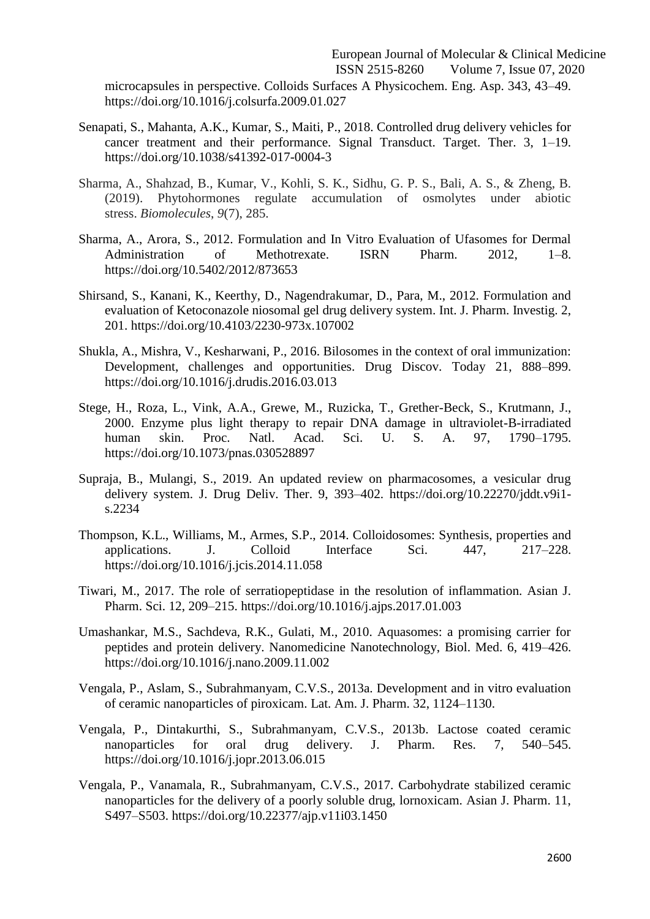microcapsules in perspective. Colloids Surfaces A Physicochem. Eng. Asp. 343, 43–49. https://doi.org/10.1016/j.colsurfa.2009.01.027

Senapati, S., Mahanta, A.K., Kumar, S., Maiti, P., 2018. Controlled drug delivery vehicles for cancer treatment and their performance. Signal Transduct. Target. Ther. 3, 1–19. https://doi.org/10.1038/s41392-017-0004-3

Sharma, A., Shahzad, B., Kumar, V., Kohli, S. K., Sidhu, G. P. S., Bali, A. S., & Zheng, B. (2019). Phytohormones regulate accumulation of osmolytes under abiotic stress. *Biomolecules*, *9*(7), 285.

Sharma, A., Arora, S., 2012. Formulation and In Vitro Evaluation of Ufasomes for Dermal Administration of Methotrexate. ISRN Pharm. 2012, 1–8. https://doi.org/10.5402/2012/873653

Shirsand, S., Kanani, K., Keerthy, D., Nagendrakumar, D., Para, M., 2012. Formulation and evaluation of Ketoconazole niosomal gel drug delivery system. Int. J. Pharm. Investig. 2, 201. https://doi.org/10.4103/2230-973x.107002

Shukla, A., Mishra, V., Kesharwani, P., 2016. Bilosomes in the context of oral immunization: Development, challenges and opportunities. Drug Discov. Today 21, 888–899. https://doi.org/10.1016/j.drudis.2016.03.013

Stege, H., Roza, L., Vink, A.A., Grewe, M., Ruzicka, T., Grether-Beck, S., Krutmann, J., 2000. Enzyme plus light therapy to repair DNA damage in ultraviolet-B-irradiated human skin. Proc. Natl. Acad. Sci. U. S. A. 97, 1790–1795. https://doi.org/10.1073/pnas.030528897

Supraja, B., Mulangi, S., 2019. An updated review on pharmacosomes, a vesicular drug delivery system. J. Drug Deliv. Ther. 9, 393–402. https://doi.org/10.22270/jddt.v9i1-s.2234

Thompson, K.L., Williams, M., Armes, S.P., 2014. Colloidosomes: Synthesis, properties and applications. J. Colloid Interface Sci. 447, 217–228. https://doi.org/10.1016/j.jcis.2014.11.058

Tiwari, M., 2017. The role of serratiopeptidase in the resolution of inflammation. Asian J. Pharm. Sci. 12, 209–215. https://doi.org/10.1016/j.ajps.2017.01.003

Umashankar, M.S., Sachdeva, R.K., Gulati, M., 2010. Aquasomes: a promising carrier for peptides and protein delivery. Nanomedicine Nanotechnology, Biol. Med. 6, 419–426. https://doi.org/10.1016/j.nano.2009.11.002

Vengala, P., Aslam, S., Subrahmanyam, C.V.S., 2013a. Development and in vitro evaluation of ceramic nanoparticles of piroxicam. Lat. Am. J. Pharm. 32, 1124–1130.

Vengala, P., Dintakurthi, S., Subrahmanyam, C.V.S., 2013b. Lactose coated ceramic nanoparticles for oral drug delivery. J. Pharm. Res. 7, 540–545. https://doi.org/10.1016/j.jopr.2013.06.015

Vengala, P., Vanamala, R., Subrahmanyam, C.V.S., 2017. Carbohydrate stabilized ceramic nanoparticles for the delivery of a poorly soluble drug, lornoxicam. Asian J. Pharm. 11, S497–S503. https://doi.org/10.22377/ajp.v11i03.1450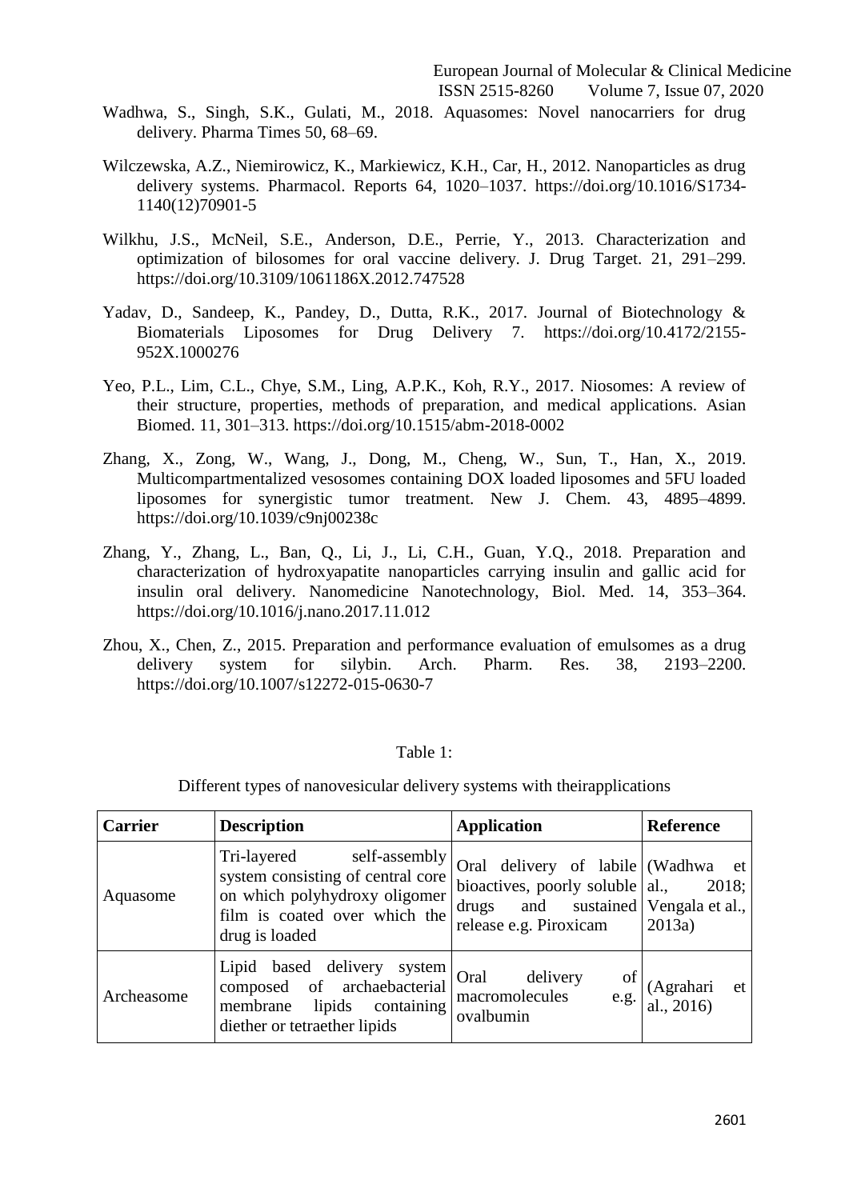Wadhwa, S., Singh, S.K., Gulati, M., 2018. Aquasomes: Novel nanocarriers for drug delivery. Pharma Times 50, 68–69.

Wilczewska, A.Z., Niemirowicz, K., Markiewicz, K.H., Car, H., 2012. Nanoparticles as drug delivery systems. Pharmacol. Reports 64, 1020–1037. https://doi.org/10.1016/S1734-1140(12)70901-5

Wilkhu, J.S., McNeil, S.E., Anderson, D.E., Perrie, Y., 2013. Characterization and optimization of bilosomes for oral vaccine delivery. J. Drug Target. 21, 291–299. https://doi.org/10.3109/1061186X.2012.747528

Yadav, D., Sandeep, K., Pandey, D., Dutta, R.K., 2017. Journal of Biotechnology & Biomaterials Liposomes for Drug Delivery 7. https://doi.org/10.4172/2155-952X.1000276

Yeo, P.L., Lim, C.L., Chye, S.M., Ling, A.P.K., Koh, R.Y., 2017. Niosomes: A review of their structure, properties, methods of preparation, and medical applications. Asian Biomed. 11, 301–313. https://doi.org/10.1515/abm-2018-0002

Zhang, X., Zong, W., Wang, J., Dong, M., Cheng, W., Sun, T., Han, X., 2019. Multicompartmentalized vesosomes containing DOX loaded liposomes and 5FU loaded liposomes for synergistic tumor treatment. New J. Chem. 43, 4895–4899. https://doi.org/10.1039/c9nj00238c

Zhang, Y., Zhang, L., Ban, Q., Li, J., Li, C.H., Guan, Y.Q., 2018. Preparation and characterization of hydroxyapatite nanoparticles carrying insulin and gallic acid for insulin oral delivery. Nanomedicine Nanotechnology, Biol. Med. 14, 353–364. https://doi.org/10.1016/j.nano.2017.11.012

Zhou, X., Chen, Z., 2015. Preparation and performance evaluation of emulsomes as a drug delivery system for silybin. Arch. Pharm. Res. 38, 2193–2200. https://doi.org/10.1007/s12272-015-0630-7

Table 1:

Different types of nanovesicular delivery systems with theirapplications

| Carrier | Description | Application | Reference |
|---|---|---|---|
| Aquasome | Tri-layered self-assembly system consisting of central core on which polyhydroxy oligomer film is coated over which the drug is loaded | Oral delivery of labile bioactives, poorly soluble drugs and sustained release e.g. Piroxicam | (Wadhwa et al., 2018; Vengala et al., 2013a) |
| Archeasome | Lipid based delivery system composed of archaebacterial membrane lipids containing diether or tetraether lipids | Oral delivery of macromolecules e.g. ovalbumin | (Agrahari et al., 2016) |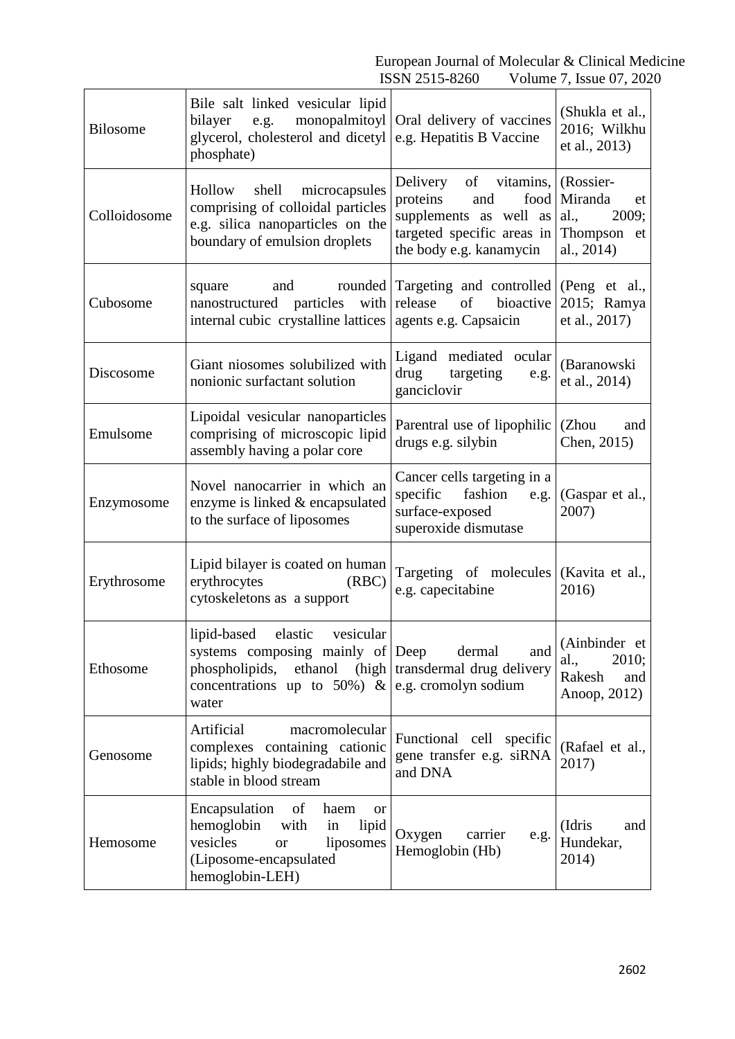| Bilosome | Bile salt linked vesicular lipid bilayer e.g. monopalmitoyl glycerol, cholesterol and dicetyl phosphate) | Oral delivery of vaccines e.g. Hepatitis B Vaccine | (Shukla et al., 2016; Wilkhu et al., 2013) |
|---|---|---|---|
| Colloidosome | Hollow shell microcapsules comprising of colloidal particles e.g. silica nanoparticles on the boundary of emulsion droplets | Delivery of vitamins, proteins and food supplements as well as targeted specific areas in the body e.g. kanamycin | (Rossier-Miranda et al., 2009; Thompson et al., 2014) |
| Cubosome | square and rounded nanostructured particles with internal cubic crystalline lattices | Targeting and controlled release of bioactive agents e.g. Capsaicin | (Peng et al., 2015; Ramya et al., 2017) |
| Discosome | Giant niosomes solubilized with nonionic surfactant solution | Ligand mediated ocular drug targeting e.g. ganciclovir | (Baranowski et al., 2014) |
| Emulsome | Lipoidal vesicular nanoparticles comprising of microscopic lipid assembly having a polar core | Parentral use of lipophilic drugs e.g. silybin | (Zhou and Chen, 2015) |
| Enzymosome | Novel nanocarrier in which an enzyme is linked & encapsulated to the surface of liposomes | Cancer cells targeting in a specific fashion e.g. surface-exposed superoxide dismutase | (Gaspar et al., 2007) |
| Erythrosome | Lipid bilayer is coated on human erythrocytes (RBC) cytoskeletons as a support | Targeting of molecules e.g. capecitabine | (Kavita et al., 2016) |
| Ethosome | lipid-based elastic vesicular systems composing mainly of phospholipids, ethanol (high concentrations up to 50%) & water | Deep dermal and transdermal drug delivery e.g. cromolyn sodium | (Ainbinder et al., 2010; Rakesh and Anoop, 2012) |
| Genosome | Artificial macromolecular complexes containing cationic lipids; highly biodegradabile and stable in blood stream | Functional cell specific gene transfer e.g. siRNA and DNA | (Rafael et al., 2017) |
| Hemosome | Encapsulation of haem or hemoglobin with in lipid vesicles or liposomes (Liposome-encapsulated hemoglobin-LEH) | Oxygen carrier e.g. Hemoglobin (Hb) | (Idris and Hundekar, 2014) |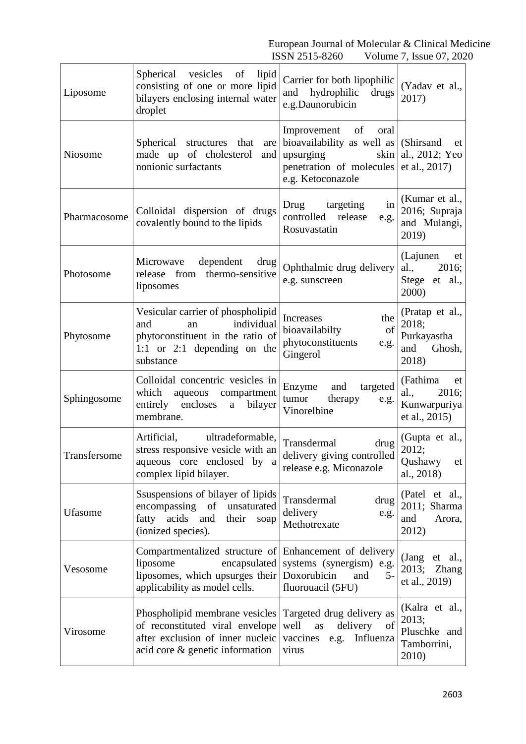| Liposome | Spherical vesicles of lipid consisting of one or more lipid bilayers enclosing internal water droplet | Carrier for both lipophilic and hydrophilic drugs e.g.Daunorubicin | (Yadav et al., 2017) |
|---|---|---|---|
| Niosome | Spherical structures that are made up of cholesterol and nonionic surfactants | Improvement of oral bioavailability as well as upsurging skin penetration of molecules e.g. Ketoconazole | (Shirsand et al., 2012; Yeo et al., 2017) |
| Pharmacosome | Colloidal dispersion of drugs covalently bound to the lipids | Drug targeting in controlled release e.g. Rosuvastatin | (Kumar et al., 2016; Supraja and Mulangi, 2019) |
| Photosome | Microwave dependent drug release from thermo-sensitive liposomes | Ophthalmic drug delivery e.g. sunscreen | (Lajunen et al., 2016; Stege et al., 2000) |
| Phytosome | Vesicular carrier of phospholipid and an individual phytoconstituent in the ratio of 1:1 or 2:1 depending on the substance | Increases the bioavailabilty of phytoconstituents e.g. Gingerol | (Pratap et al., 2018; Purkayastha and Ghosh, 2018) |
| Sphingosome | Colloidal concentric vesicles in which aqueous compartment entirely encloses a bilayer membrane. | Enzyme and targeted tumor therapy e.g. Vinorelbine | (Fathima et al., 2016; Kunwarpuriya et al., 2015) |
| Transfersome | Artificial, ultradeformable, stress responsive vesicle with an aqueous core enclosed by a complex lipid bilayer. | Transdermal drug delivery giving controlled release e.g. Miconazole | (Gupta et al., 2012; Qushawy et al., 2018) |
| Ufasome | Ssuspensions of bilayer of lipids encompassing of unsaturated fatty acids and their soap (ionized species). | Transdermal drug delivery e.g. Methotrexate | (Patel et al., 2011; Sharma and Arora, 2012) |
| Vesosome | Compartmentalized structure of liposome encapsulated liposomes, which upsurges their applicability as model cells. | Enhancement of delivery systems (synergism) e.g. Doxorubicin and 5-fluorouacil (5FU) | (Jang et al., 2013; Zhang et al., 2019) |
| Virosome | Phospholipid membrane vesicles of reconstituted viral envelope after exclusion of inner nucleic acid core & genetic information | Targeted drug delivery as well as delivery of vaccines e.g. Influenza virus | (Kalra et al., 2013; Pluschke and Tamborrini, 2010) |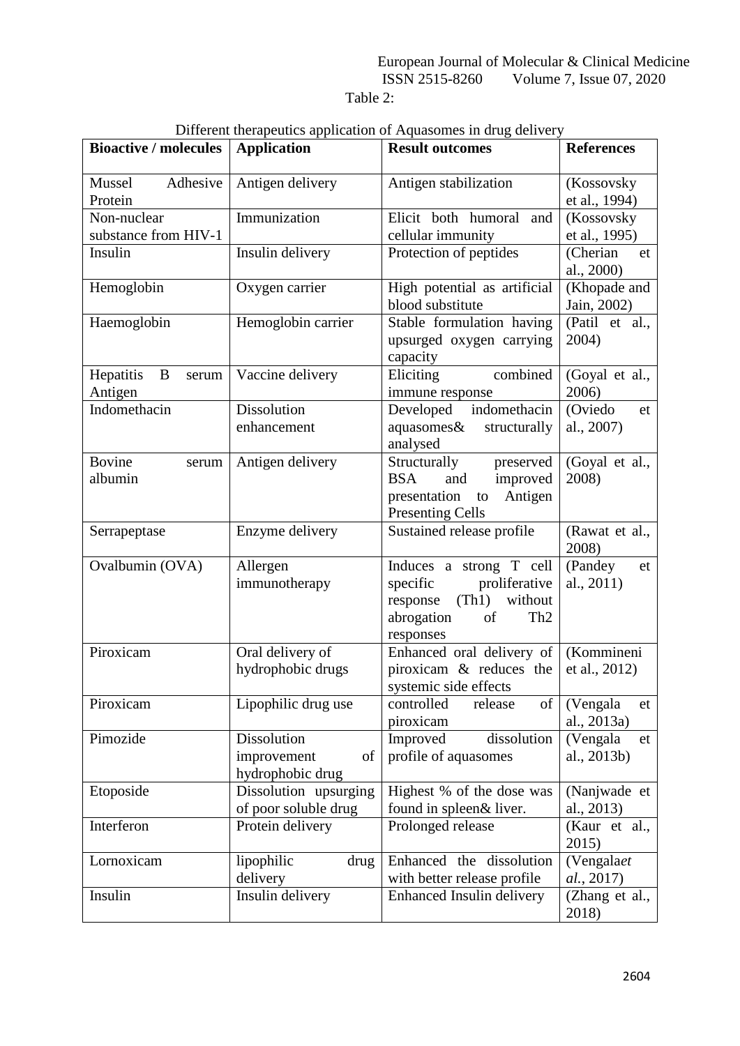Table 2:

Different therapeutics application of Aquasomes in drug delivery

| Bioactive / molecules | Application | Result outcomes | References |
|---|---|---|---|
| Mussel Adhesive Protein | Antigen delivery | Antigen stabilization | (Kossovsky et al., 1994) |
| Non-nuclear substance from HIV-1 | Immunization | Elicit both humoral and cellular immunity | (Kossovsky et al., 1995) |
| Insulin | Insulin delivery | Protection of peptides | (Cherian et al., 2000) |
| Hemoglobin | Oxygen carrier | High potential as artificial blood substitute | (Khopade and Jain, 2002) |
| Haemoglobin | Hemoglobin carrier | Stable formulation having upsurged oxygen carrying capacity | (Patil et al., 2004) |
| Hepatitis B serum Antigen | Vaccine delivery | Eliciting combined immune response | (Goyal et al., 2006) |
| Indomethacin | Dissolution enhancement | Developed indomethacin aquasomes& structurally analysed | (Oviedo et al., 2007) |
| Bovine serum albumin | Antigen delivery | Structurally preserved BSA and improved presentation to Antigen Presenting Cells | (Goyal et al., 2008) |
| Serrapeptase | Enzyme delivery | Sustained release profile | (Rawat et al., 2008) |
| Ovalbumin (OVA) | Allergen immunotherapy | Induces a strong T cell specific proliferative response (Th1) without abrogation of Th2 responses | (Pandey et al., 2011) |
| Piroxicam | Oral delivery of hydrophobic drugs | Enhanced oral delivery of piroxicam & reduces the systemic side effects | (Kommineni et al., 2012) |
| Piroxicam | Lipophilic drug use | controlled release of piroxicam | (Vengala et al., 2013a) |
| Pimozide | Dissolution improvement of hydrophobic drug | Improved dissolution profile of aquasomes | (Vengala et al., 2013b) |
| Etoposide | Dissolution upsurging of poor soluble drug | Highest % of the dose was found in spleen& liver. | (Nanjwade et al., 2013) |
| Interferon | Protein delivery | Prolonged release | (Kaur et al., 2015) |
| Lornoxicam | lipophilic drug delivery | Enhanced the dissolution with better release profile | (Vengala*et al.*, 2017) |
| Insulin | Insulin delivery | Enhanced Insulin delivery | (Zhang et al., 2018) |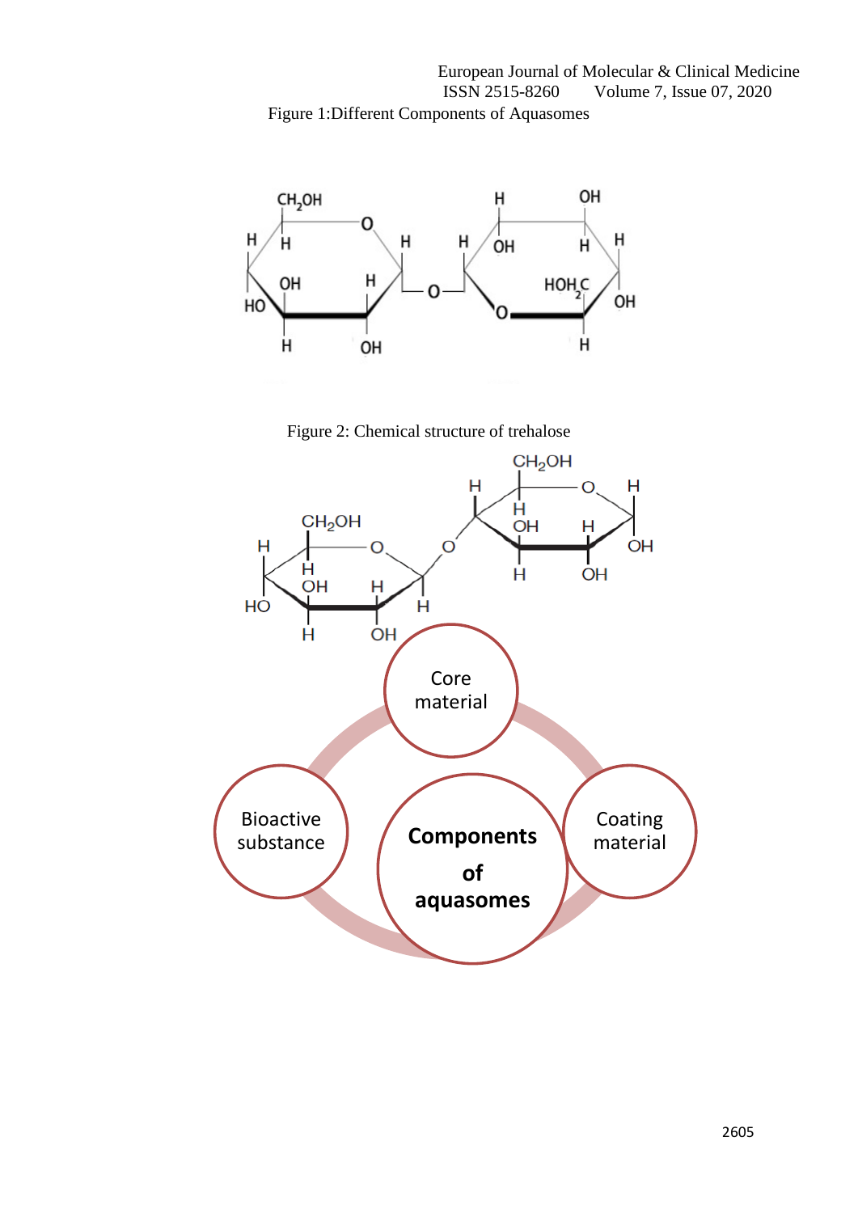Figure 1:Different Components of Aquasomes

Figure 2: Chemical structure of trehalose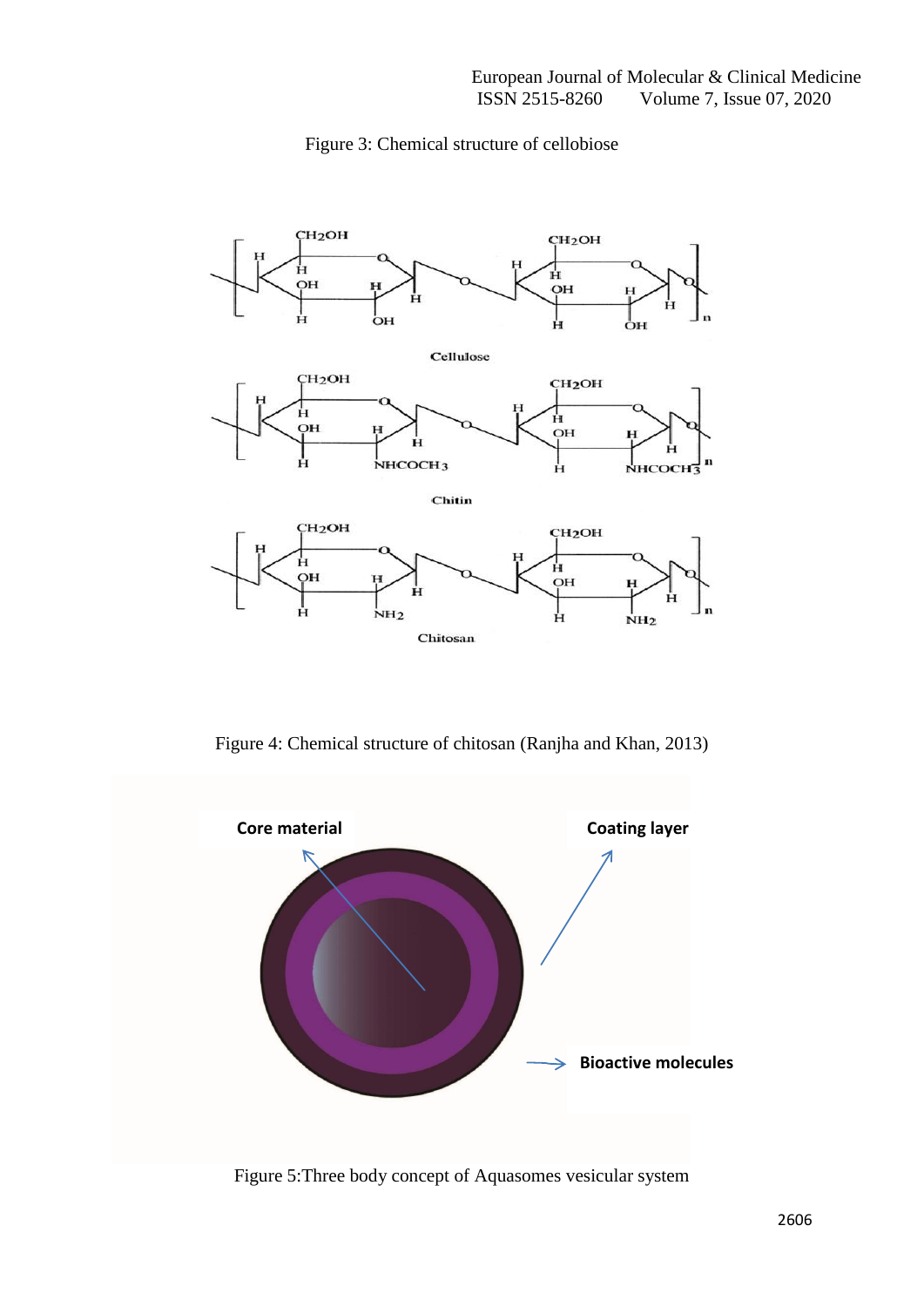Figure 3: Chemical structure of cellobiose

Figure 4: Chemical structure of chitosan (Ranjha and Khan, 2013)

Figure 5:Three body concept of Aquasomes vesicular system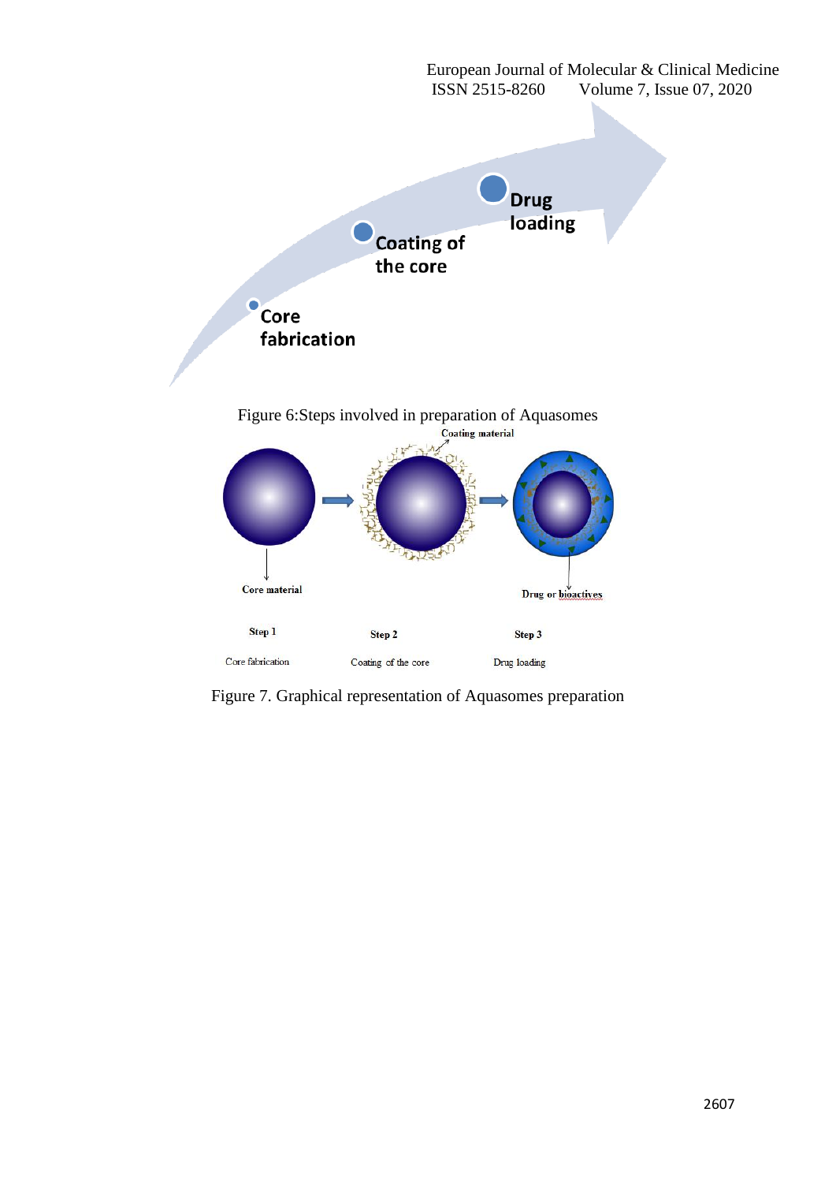Core fabrication

Coating of the core

Drug loading

Figure 6:Steps involved in preparation of Aquasomes

Coating material

Core material

Drug or bioactives

Step 1

Core fabrication

Step 2

Coating of the core

Step 3

Drug loading

Figure 7. Graphical representation of Aquasomes preparation